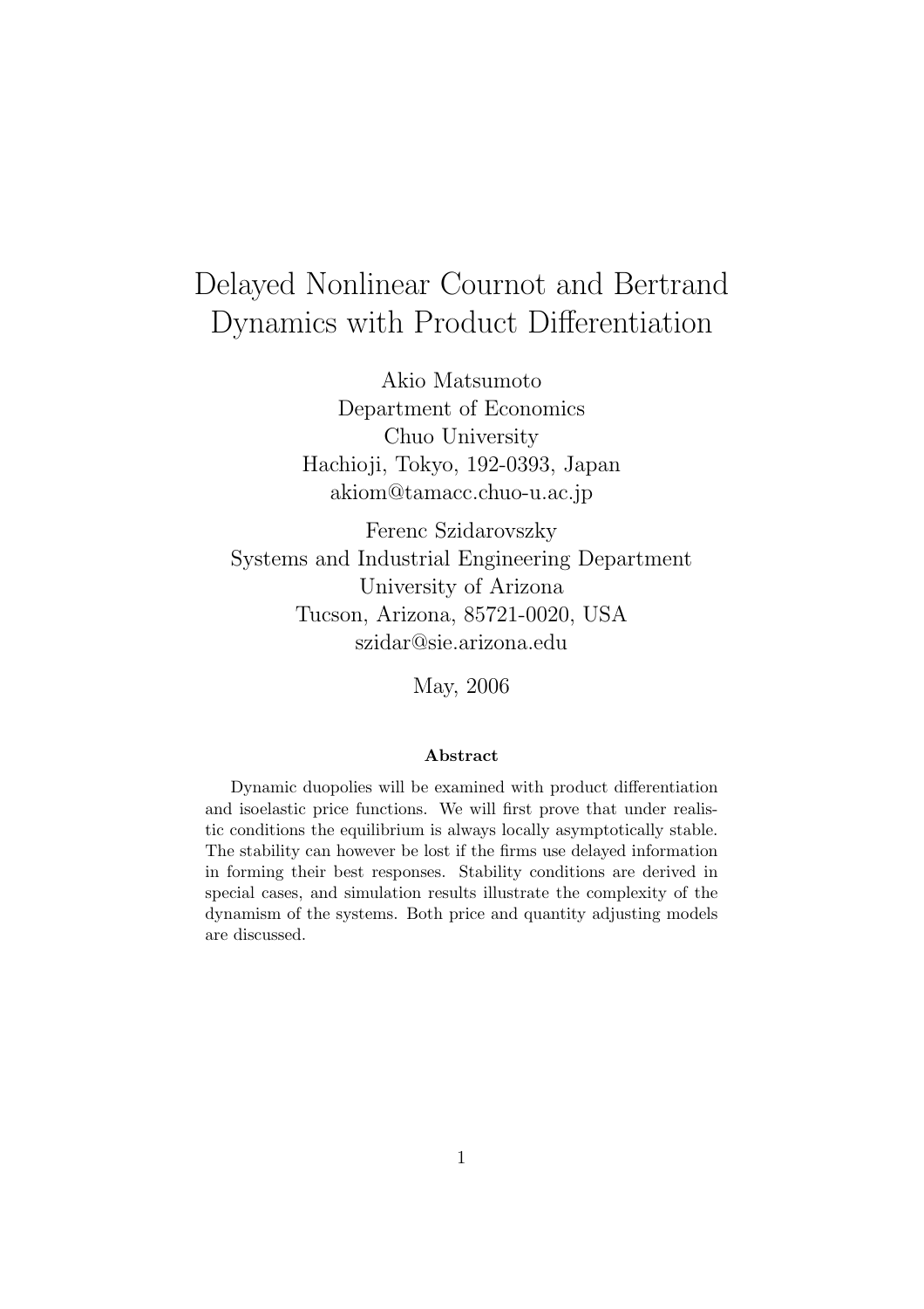# Delayed Nonlinear Cournot and Bertrand Dynamics with Product Differentiation

Akio Matsumoto
Department of Economics
Chuo University
Hachioji, Tokyo, 192-0393, Japan
akiom@tamacc.chuo-u.ac.jp

Ferenc Szidarovszky
Systems and Industrial Engineering Department
University of Arizona
Tucson, Arizona, 85721-0020, USA
szidar@sie.arizona.edu

May, 2006

**Abstract**

Dynamic duopolies will be examined with product differentiation and isoelastic price functions. We will first prove that under realistic conditions the equilibrium is always locally asymptotically stable. The stability can however be lost if the firms use delayed information in forming their best responses. Stability conditions are derived in special cases, and simulation results illustrate the complexity of the dynamism of the systems. Both price and quantity adjusting models are discussed.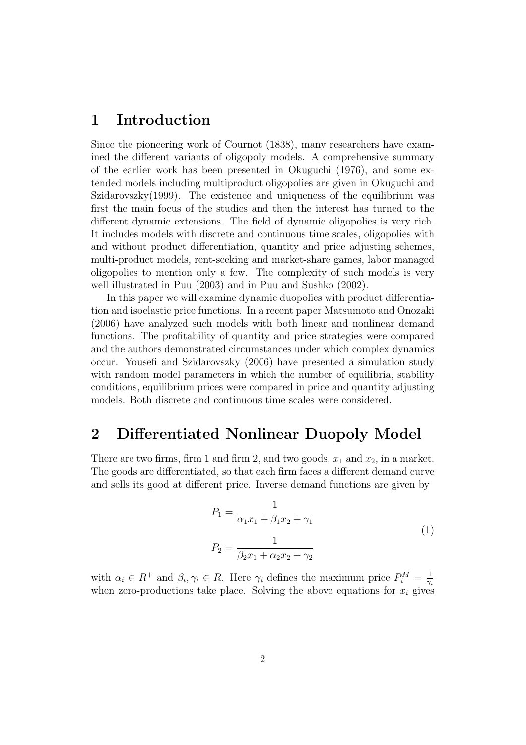# 1 Introduction

Since the pioneering work of Cournot (1838), many researchers have examined the different variants of oligopoly models. A comprehensive summary of the earlier work has been presented in Okuguchi (1976), and some extended models including multiproduct oligopolies are given in Okuguchi and Szidarovszky(1999). The existence and uniqueness of the equilibrium was first the main focus of the studies and then the interest has turned to the different dynamic extensions. The field of dynamic oligopolies is very rich. It includes models with discrete and continuous time scales, oligopolies with and without product differentiation, quantity and price adjusting schemes, multi-product models, rent-seeking and market-share games, labor managed oligopolies to mention only a few. The complexity of such models is very well illustrated in Puu (2003) and in Puu and Sushko (2002).

In this paper we will examine dynamic duopolies with product differentiation and isoelastic price functions. In a recent paper Matsumoto and Onozaki (2006) have analyzed such models with both linear and nonlinear demand functions. The profitability of quantity and price strategies were compared and the authors demonstrated circumstances under which complex dynamics occur. Yousefi and Szidarovszky (2006) have presented a simulation study with random model parameters in which the number of equilibria, stability conditions, equilibrium prices were compared in price and quantity adjusting models. Both discrete and continuous time scales were considered.

# 2 Differentiated Nonlinear Duopoly Model

There are two firms, firm 1 and firm 2, and two goods, $x_1$ and $x_2$, in a market. The goods are differentiated, so that each firm faces a different demand curve and sells its good at different price. Inverse demand functions are given by

$$
\begin{aligned}
P_1 &= \frac{1}{\alpha_1 x_1 + \beta_1 x_2 + \gamma_1} \\
P_2 &= \frac{1}{\beta_2 x_1 + \alpha_2 x_2 + \gamma_2}
\end{aligned}
\tag{1}
$$

with $\alpha_i \in R^+$ and $\beta_i, \gamma_i \in R$. Here $\gamma_i$ defines the maximum price $P_i^M = \frac{1}{\gamma_i}$ when zero-productions take place. Solving the above equations for $x_i$ gives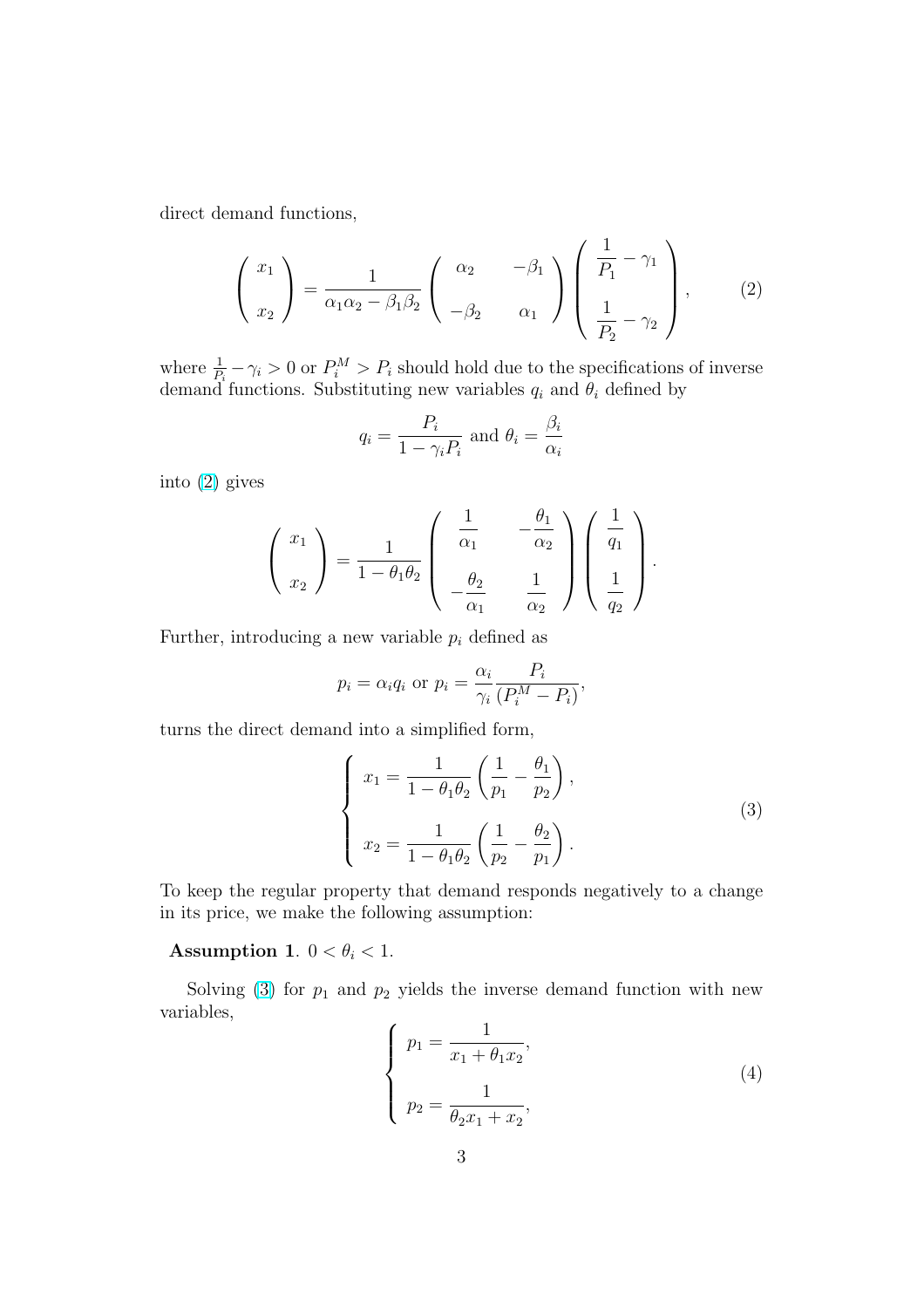direct demand functions,

$$\begin{pmatrix} x_1 \\ \\ x_2 \end{pmatrix} = \frac{1}{\alpha_1\alpha_2 - \beta_1\beta_2} \begin{pmatrix} \alpha_2 & -\beta_1 \\ \\ -\beta_2 & \alpha_1 \end{pmatrix} \begin{pmatrix} \dfrac{1}{P_1} - \gamma_1 \\ \\ \dfrac{1}{P_2} - \gamma_2 \end{pmatrix}, \tag{2}$$

where $\frac{1}{P_i} - \gamma_i > 0$ or $P_i^M > P_i$ should hold due to the specifications of inverse demand functions. Substituting new variables $q_i$ and $\theta_i$ defined by

$$q_i = \frac{P_i}{1 - \gamma_i P_i} \text{ and } \theta_i = \frac{\beta_i}{\alpha_i}$$

into (2) gives

$$\begin{pmatrix} x_1 \\ \\ x_2 \end{pmatrix} = \frac{1}{1 - \theta_1\theta_2} \begin{pmatrix} \dfrac{1}{\alpha_1} & -\dfrac{\theta_1}{\alpha_2} \\ \\ -\dfrac{\theta_2}{\alpha_1} & \dfrac{1}{\alpha_2} \end{pmatrix} \begin{pmatrix} \dfrac{1}{q_1} \\ \\ \dfrac{1}{q_2} \end{pmatrix}.$$

Further, introducing a new variable $p_i$ defined as

$$p_i = \alpha_i q_i \text{ or } p_i = \frac{\alpha_i}{\gamma_i} \frac{P_i}{(P_i^M - P_i)},$$

turns the direct demand into a simplified form,

$$\begin{cases} x_1 = \dfrac{1}{1 - \theta_1\theta_2}\left(\dfrac{1}{p_1} - \dfrac{\theta_1}{p_2}\right), \\ \\ x_2 = \dfrac{1}{1 - \theta_1\theta_2}\left(\dfrac{1}{p_2} - \dfrac{\theta_2}{p_1}\right). \end{cases} \tag{3}$$

To keep the regular property that demand responds negatively to a change in its price, we make the following assumption:

**Assumption 1**. $0 < \theta_i < 1$.

Solving (3) for $p_1$ and $p_2$ yields the inverse demand function with new variables,

$$\begin{cases} p_1 = \dfrac{1}{x_1 + \theta_1 x_2}, \\ \\ p_2 = \dfrac{1}{\theta_2 x_1 + x_2}, \end{cases} \tag{4}$$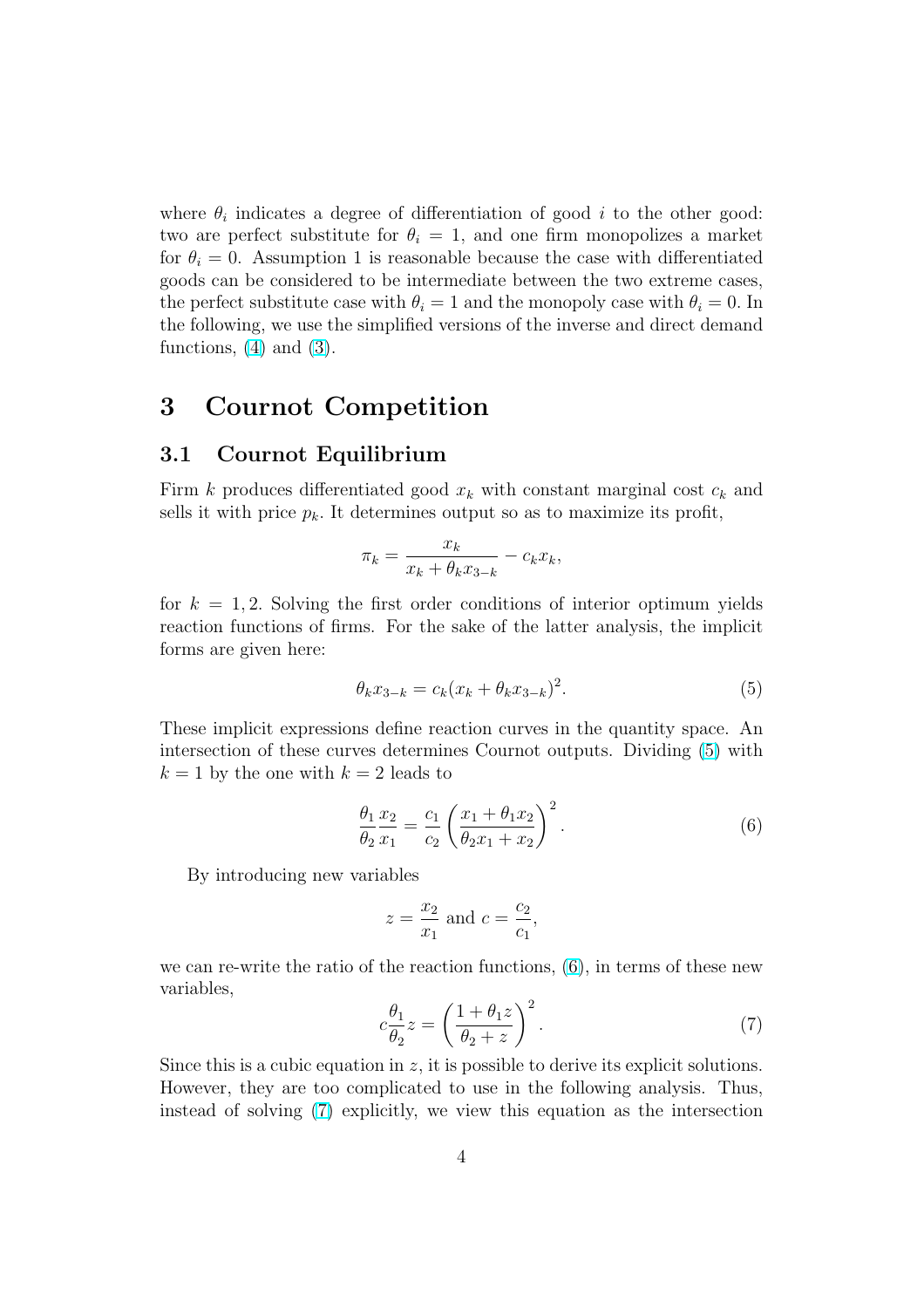where $\theta_i$ indicates a degree of differentiation of good $i$ to the other good: two are perfect substitute for $\theta_i = 1$, and one firm monopolizes a market for $\theta_i = 0$. Assumption 1 is reasonable because the case with differentiated goods can be considered to be intermediate between the two extreme cases, the perfect substitute case with $\theta_i = 1$ and the monopoly case with $\theta_i = 0$. In the following, we use the simplified versions of the inverse and direct demand functions, (4) and (3).

# 3 Cournot Competition

## 3.1 Cournot Equilibrium

Firm $k$ produces differentiated good $x_k$ with constant marginal cost $c_k$ and sells it with price $p_k$. It determines output so as to maximize its profit,

$$\pi_k = \frac{x_k}{x_k + \theta_k x_{3-k}} - c_k x_k,$$

for $k = 1, 2$. Solving the first order conditions of interior optimum yields reaction functions of firms. For the sake of the latter analysis, the implicit forms are given here:

$$\theta_k x_{3-k} = c_k (x_k + \theta_k x_{3-k})^2. \tag{5}$$

These implicit expressions define reaction curves in the quantity space. An intersection of these curves determines Cournot outputs. Dividing (5) with $k = 1$ by the one with $k = 2$ leads to

$$\frac{\theta_1}{\theta_2} \frac{x_2}{x_1} = \frac{c_1}{c_2} \left( \frac{x_1 + \theta_1 x_2}{\theta_2 x_1 + x_2} \right)^2. \tag{6}$$

By introducing new variables

$$z = \frac{x_2}{x_1} \text{ and } c = \frac{c_2}{c_1},$$

we can re-write the ratio of the reaction functions, (6), in terms of these new variables,

$$c \frac{\theta_1}{\theta_2} z = \left( \frac{1 + \theta_1 z}{\theta_2 + z} \right)^2. \tag{7}$$

Since this is a cubic equation in $z$, it is possible to derive its explicit solutions. However, they are too complicated to use in the following analysis. Thus, instead of solving (7) explicitly, we view this equation as the intersection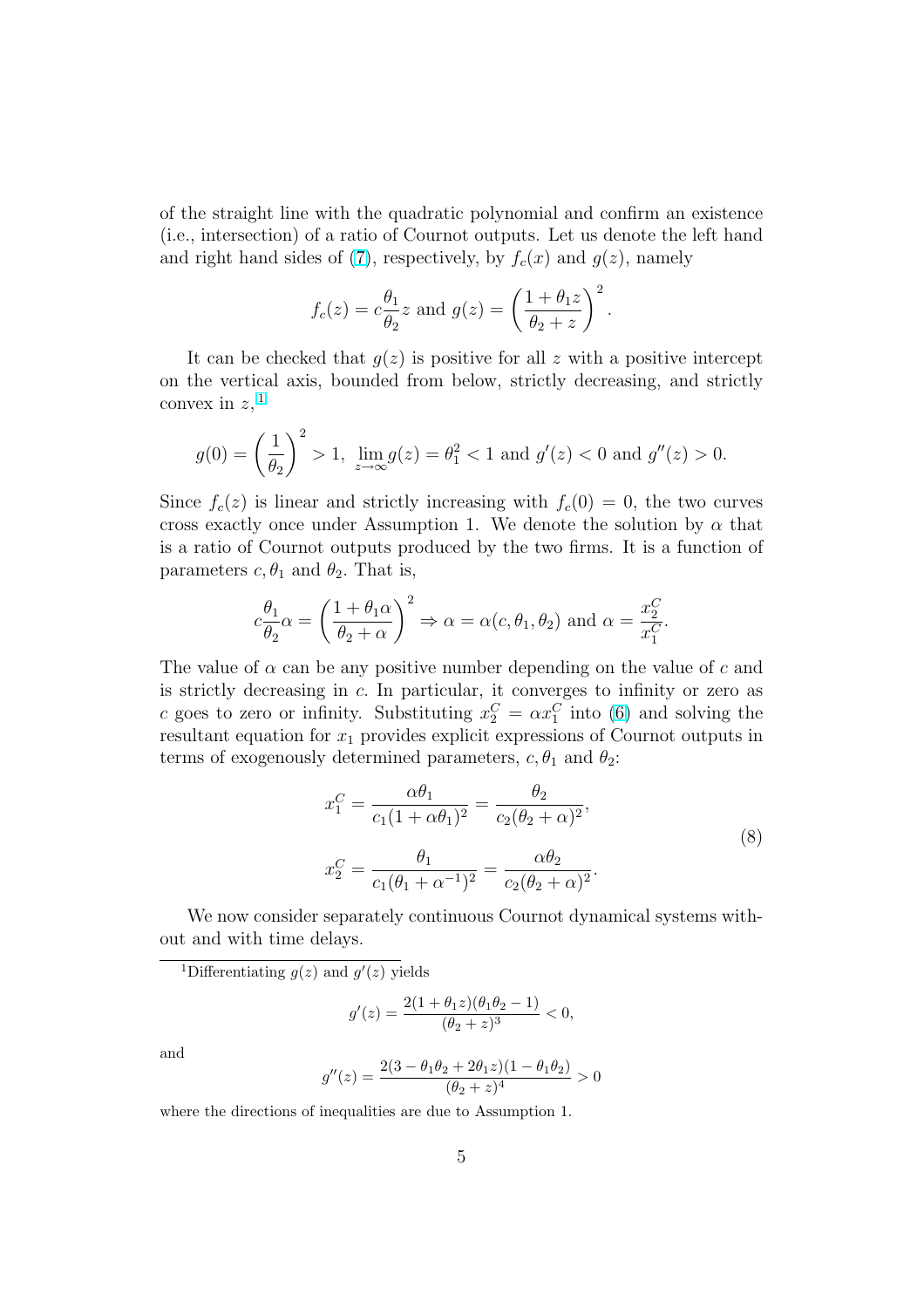of the straight line with the quadratic polynomial and confirm an existence (i.e., intersection) of a ratio of Cournot outputs. Let us denote the left hand and right hand sides of (7), respectively, by $f_c(x)$ and $g(z)$, namely

$$f_c(z) = c\frac{\theta_1}{\theta_2}z \text{ and } g(z) = \left(\frac{1+\theta_1 z}{\theta_2 + z}\right)^2.$$

It can be checked that $g(z)$ is positive for all $z$ with a positive intercept on the vertical axis, bounded from below, strictly decreasing, and strictly convex in $z$,[1]

$$g(0) = \left(\frac{1}{\theta_2}\right)^2 > 1, \ \lim_{z\to\infty} g(z) = \theta_1^2 < 1 \text{ and } g'(z) < 0 \text{ and } g''(z) > 0.$$

Since $f_c(z)$ is linear and strictly increasing with $f_c(0) = 0$, the two curves cross exactly once under Assumption 1. We denote the solution by $\alpha$ that is a ratio of Cournot outputs produced by the two firms. It is a function of parameters $c, \theta_1$ and $\theta_2$. That is,

$$c\frac{\theta_1}{\theta_2}\alpha = \left(\frac{1+\theta_1\alpha}{\theta_2+\alpha}\right)^2 \Rightarrow \alpha = \alpha(c, \theta_1, \theta_2) \text{ and } \alpha = \frac{x_2^C}{x_1^C}.$$

The value of $\alpha$ can be any positive number depending on the value of $c$ and is strictly decreasing in $c$. In particular, it converges to infinity or zero as $c$ goes to zero or infinity. Substituting $x_2^C = \alpha x_1^C$ into (6) and solving the resultant equation for $x_1$ provides explicit expressions of Cournot outputs in terms of exogenously determined parameters, $c, \theta_1$ and $\theta_2$:

$$\begin{aligned} x_1^C &= \frac{\alpha\theta_1}{c_1(1+\alpha\theta_1)^2} = \frac{\theta_2}{c_2(\theta_2+\alpha)^2}, \\ x_2^C &= \frac{\theta_1}{c_1(\theta_1+\alpha^{-1})^2} = \frac{\alpha\theta_2}{c_2(\theta_2+\alpha)^2}. \end{aligned} \tag{8}$$

We now consider separately continuous Cournot dynamical systems without and with time delays.

---

[1] Differentiating $g(z)$ and $g'(z)$ yields

$$g'(z) = \frac{2(1+\theta_1 z)(\theta_1\theta_2 - 1)}{(\theta_2+z)^3} < 0,$$

and

$$g''(z) = \frac{2(3-\theta_1\theta_2 + 2\theta_1 z)(1-\theta_1\theta_2)}{(\theta_2+z)^4} > 0$$

where the directions of inequalities are due to Assumption 1.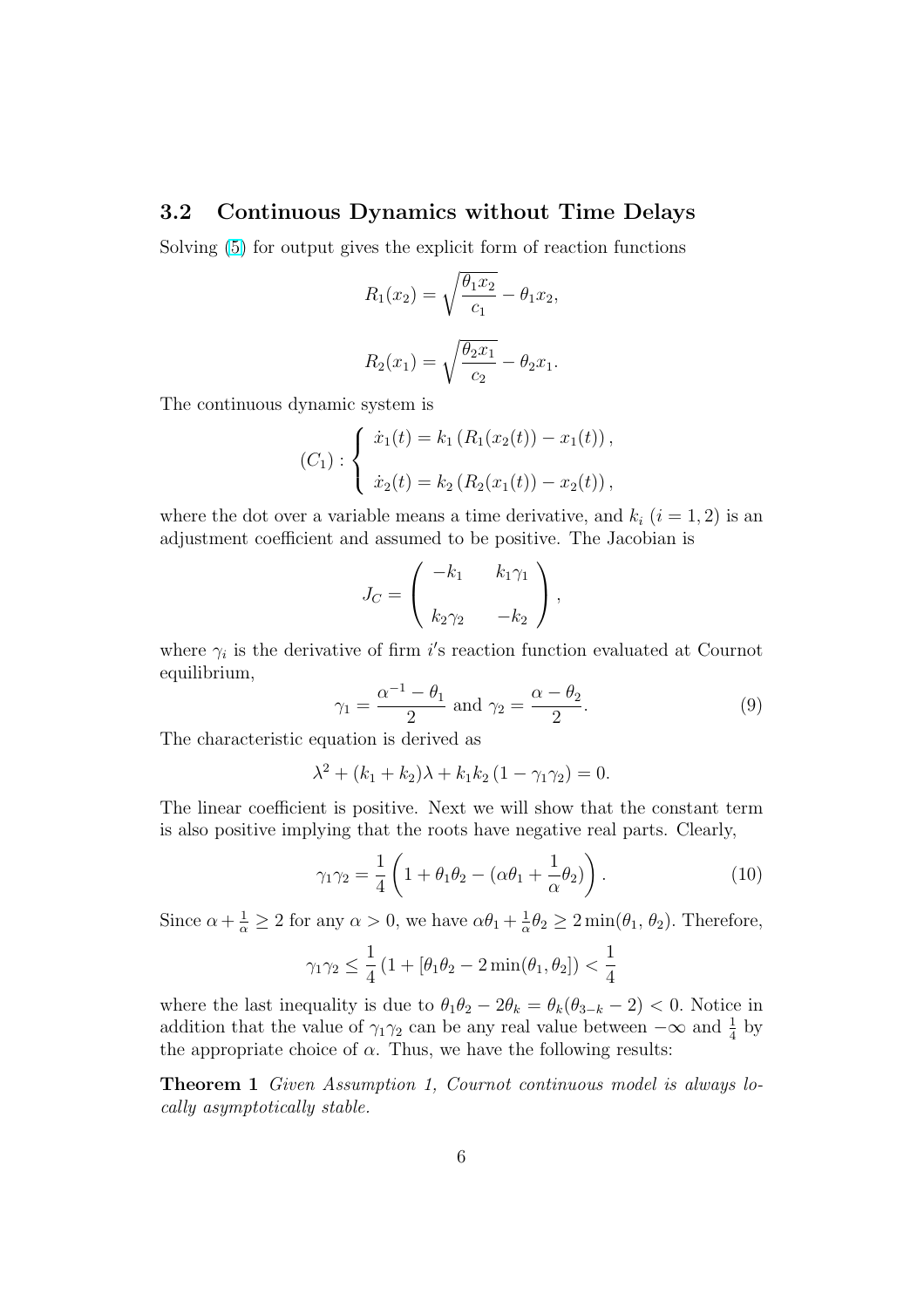### 3.2 Continuous Dynamics without Time Delays

Solving (5) for output gives the explicit form of reaction functions

$$R_1(x_2) = \sqrt{\frac{\theta_1 x_2}{c_1}} - \theta_1 x_2,$$

$$R_2(x_1) = \sqrt{\frac{\theta_2 x_1}{c_2}} - \theta_2 x_1.$$

The continuous dynamic system is

$$(C_1) : \begin{cases} \dot{x}_1(t) = k_1 \left( R_1(x_2(t)) - x_1(t) \right), \\ \\ \dot{x}_2(t) = k_2 \left( R_2(x_1(t)) - x_2(t) \right), \end{cases}$$

where the dot over a variable means a time derivative, and $k_i$ $(i = 1, 2)$ is an adjustment coefficient and assumed to be positive. The Jacobian is

$$J_C = \begin{pmatrix} -k_1 & k_1\gamma_1 \\ \\ k_2\gamma_2 & -k_2 \end{pmatrix},$$

where $\gamma_i$ is the derivative of firm $i$'s reaction function evaluated at Cournot equilibrium,

$$\gamma_1 = \frac{\alpha^{-1} - \theta_1}{2} \text{ and } \gamma_2 = \frac{\alpha - \theta_2}{2}. \tag{9}$$

The characteristic equation is derived as

$$\lambda^2 + (k_1 + k_2)\lambda + k_1 k_2 \left(1 - \gamma_1\gamma_2\right) = 0.$$

The linear coefficient is positive. Next we will show that the constant term is also positive implying that the roots have negative real parts. Clearly,

$$\gamma_1\gamma_2 = \frac{1}{4}\left(1 + \theta_1\theta_2 - (\alpha\theta_1 + \frac{1}{\alpha}\theta_2)\right). \tag{10}$$

Since $\alpha + \frac{1}{\alpha} \geq 2$ for any $\alpha > 0$, we have $\alpha\theta_1 + \frac{1}{\alpha}\theta_2 \geq 2\min(\theta_1, \theta_2)$. Therefore,

$$\gamma_1\gamma_2 \leq \frac{1}{4}\left(1 + [\theta_1\theta_2 - 2\min(\theta_1, \theta_2]\right) < \frac{1}{4}$$

where the last inequality is due to $\theta_1\theta_2 - 2\theta_k = \theta_k(\theta_{3-k} - 2) < 0$. Notice in addition that the value of $\gamma_1\gamma_2$ can be any real value between $-\infty$ and $\frac{1}{4}$ by the appropriate choice of $\alpha$. Thus, we have the following results:

**Theorem 1** *Given Assumption 1, Cournot continuous model is always locally asymptotically stable.*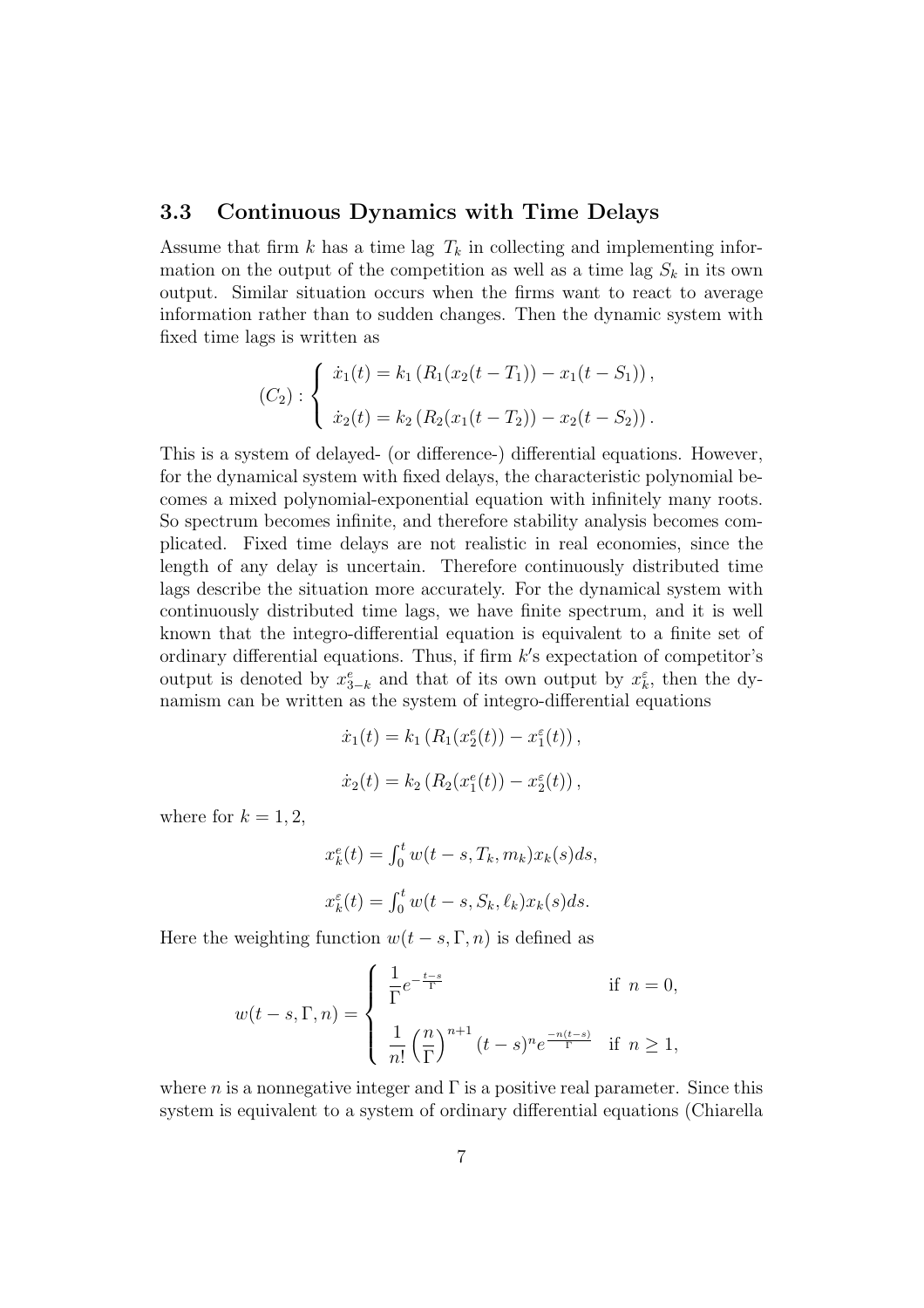### 3.3 Continuous Dynamics with Time Delays

Assume that firm $k$ has a time lag $T_k$ in collecting and implementing information on the output of the competition as well as a time lag $S_k$ in its own output. Similar situation occurs when the firms want to react to average information rather than to sudden changes. Then the dynamic system with fixed time lags is written as

$$(C_2) : \begin{cases} \dot{x}_1(t) = k_1 \left( R_1(x_2(t - T_1)) - x_1(t - S_1) \right), \\ \\ \dot{x}_2(t) = k_2 \left( R_2(x_1(t - T_2)) - x_2(t - S_2) \right). \end{cases}$$

This is a system of delayed- (or difference-) differential equations. However, for the dynamical system with fixed delays, the characteristic polynomial becomes a mixed polynomial-exponential equation with infinitely many roots. So spectrum becomes infinite, and therefore stability analysis becomes complicated. Fixed time delays are not realistic in real economies, since the length of any delay is uncertain. Therefore continuously distributed time lags describe the situation more accurately. For the dynamical system with continuously distributed time lags, we have finite spectrum, and it is well known that the integro-differential equation is equivalent to a finite set of ordinary differential equations. Thus, if firm $k$'s expectation of competitor's output is denoted by $x^e_{3-k}$ and that of its own output by $x^\varepsilon_k$, then the dynamism can be written as the system of integro-differential equations

$$\dot{x}_1(t) = k_1 \left( R_1(x^e_2(t)) - x^\varepsilon_1(t) \right),$$

$$\dot{x}_2(t) = k_2 \left( R_2(x^e_1(t)) - x^\varepsilon_2(t) \right),$$

where for $k = 1, 2$,

$$x^e_k(t) = \int_0^t w(t - s, T_k, m_k) x_k(s) ds,$$

$$x^\varepsilon_k(t) = \int_0^t w(t - s, S_k, \ell_k) x_k(s) ds.$$

Here the weighting function $w(t - s, \Gamma, n)$ is defined as

$$w(t - s, \Gamma, n) = \begin{cases} \dfrac{1}{\Gamma} e^{-\frac{t-s}{\Gamma}} & \text{if } n = 0, \\ \\ \dfrac{1}{n!} \left( \dfrac{n}{\Gamma} \right)^{n+1} (t - s)^n e^{\frac{-n(t-s)}{\Gamma}} & \text{if } n \geq 1, \end{cases}$$

where $n$ is a nonnegative integer and $\Gamma$ is a positive real parameter. Since this system is equivalent to a system of ordinary differential equations (Chiarella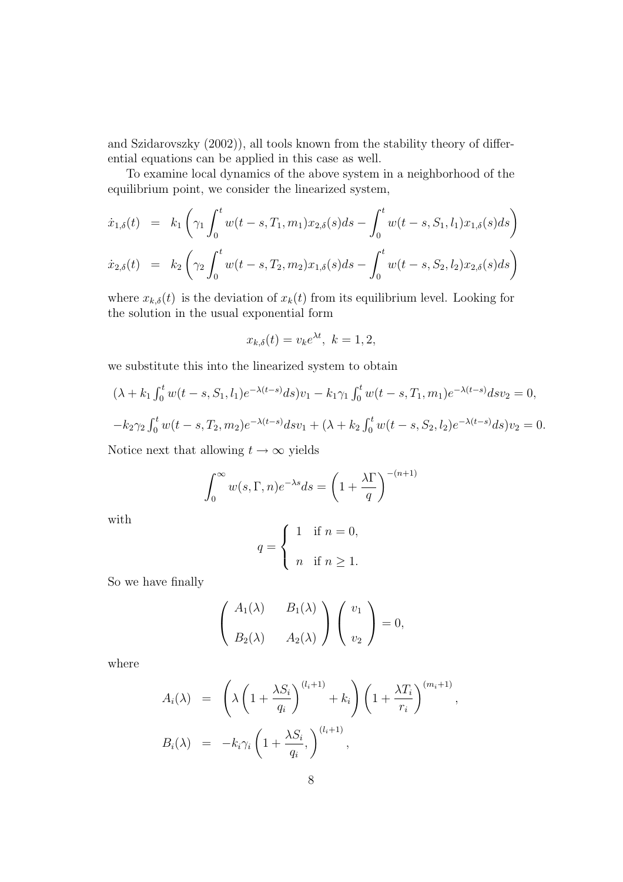and Szidarovszky (2002)), all tools known from the stability theory of differential equations can be applied in this case as well.

To examine local dynamics of the above system in a neighborhood of the equilibrium point, we consider the linearized system,

$$
\begin{aligned}
\dot{x}_{1,\delta}(t) &= k_1 \left( \gamma_1 \int_0^t w(t-s, T_1, m_1) x_{2,\delta}(s) ds - \int_0^t w(t-s, S_1, l_1) x_{1,\delta}(s) ds \right) \\
\dot{x}_{2,\delta}(t) &= k_2 \left( \gamma_2 \int_0^t w(t-s, T_2, m_2) x_{1,\delta}(s) ds - \int_0^t w(t-s, S_2, l_2) x_{2,\delta}(s) ds \right)
\end{aligned}
$$

where $x_{k,\delta}(t)$ is the deviation of $x_k(t)$ from its equilibrium level. Looking for the solution in the usual exponential form

$$
x_{k,\delta}(t) = v_k e^{\lambda t}, \ k = 1, 2,
$$

we substitute this into the linearized system to obtain

$$
(\lambda + k_1 \textstyle\int_0^t w(t-s, S_1, l_1) e^{-\lambda(t-s)} ds) v_1 - k_1 \gamma_1 \int_0^t w(t-s, T_1, m_1) e^{-\lambda(t-s)} ds v_2 = 0,
$$

$$
-k_2 \gamma_2 \textstyle\int_0^t w(t-s, T_2, m_2) e^{-\lambda(t-s)} ds v_1 + (\lambda + k_2 \int_0^t w(t-s, S_2, l_2) e^{-\lambda(t-s)} ds) v_2 = 0.
$$

Notice next that allowing $t \to \infty$ yields

$$
\int_0^\infty w(s, \Gamma, n) e^{-\lambda s} ds = \left( 1 + \frac{\lambda \Gamma}{q} \right)^{-(n+1)}
$$

with

$$
q = \begin{cases} 1 & \text{if } n = 0, \\ n & \text{if } n \geq 1. \end{cases}
$$

So we have finally

$$
\begin{pmatrix} A_1(\lambda) & B_1(\lambda) \\ B_2(\lambda) & A_2(\lambda) \end{pmatrix} \begin{pmatrix} v_1 \\ v_2 \end{pmatrix} = 0,
$$

where

$$
\begin{aligned}
A_i(\lambda) &= \left( \lambda \left( 1 + \frac{\lambda S_i}{q_i} \right)^{(l_i+1)} + k_i \right) \left( 1 + \frac{\lambda T_i}{r_i} \right)^{(m_i+1)}, \\
B_i(\lambda) &= -k_i \gamma_i \left( 1 + \frac{\lambda S_i}{q_i}, \right)^{(l_i+1)},
\end{aligned}
$$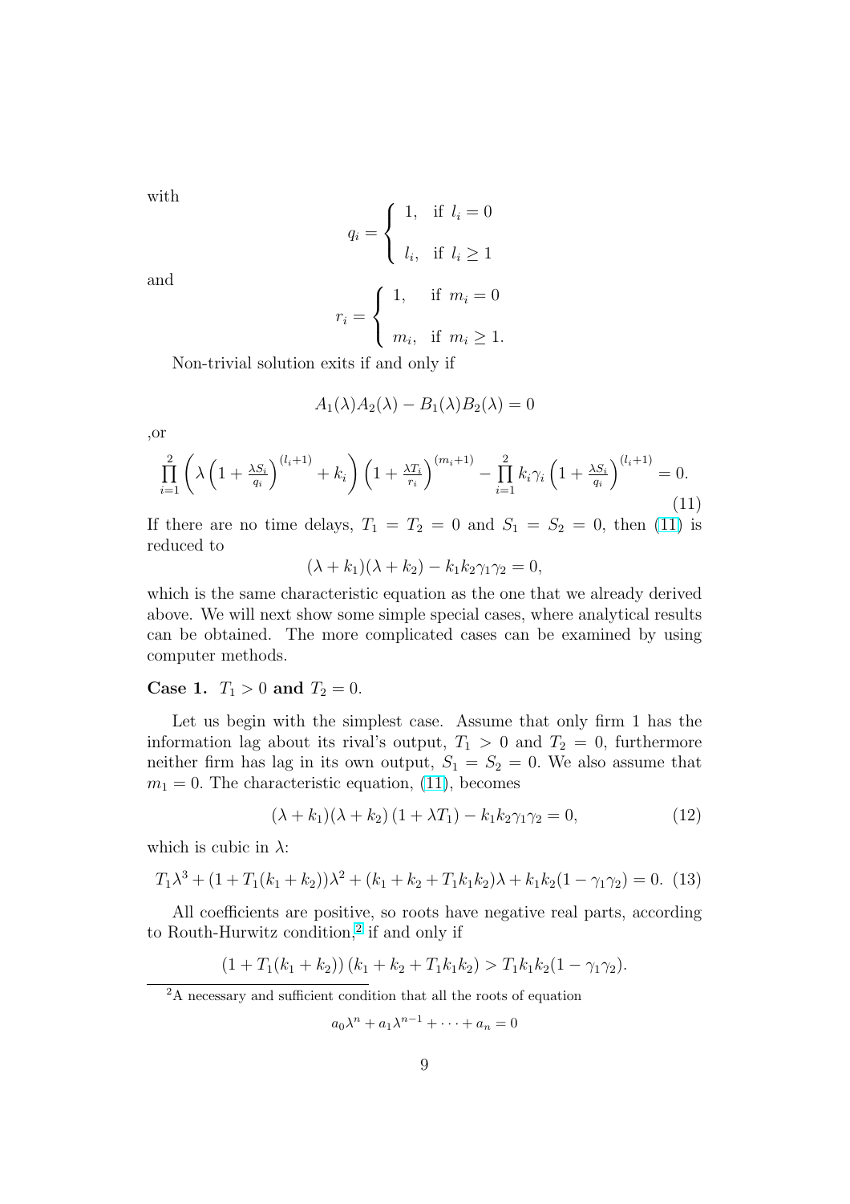with

$$q_i = \begin{cases} 1, & \text{if } l_i = 0 \\ l_i, & \text{if } l_i \geq 1 \end{cases}$$

and

$$r_i = \begin{cases} 1, & \text{if } m_i = 0 \\ m_i, & \text{if } m_i \geq 1. \end{cases}$$

Non-trivial solution exits if and only if

$$A_1(\lambda)A_2(\lambda) - B_1(\lambda)B_2(\lambda) = 0$$

,or

$$\prod_{i=1}^{2} \left( \lambda \left(1 + \frac{\lambda S_i}{q_i}\right)^{(l_i+1)} + k_i \right) \left(1 + \frac{\lambda T_i}{r_i}\right)^{(m_i+1)} - \prod_{i=1}^{2} k_i \gamma_i \left(1 + \frac{\lambda S_i}{q_i}\right)^{(l_i+1)} = 0. \tag{11}$$

If there are no time delays, $T_1 = T_2 = 0$ and $S_1 = S_2 = 0$, then (11) is reduced to

$$(\lambda + k_1)(\lambda + k_2) - k_1 k_2 \gamma_1 \gamma_2 = 0,$$

which is the same characteristic equation as the one that we already derived above. We will next show some simple special cases, where analytical results can be obtained. The more complicated cases can be examined by using computer methods.

**Case 1.** $T_1 > 0$ **and** $T_2 = 0$.

Let us begin with the simplest case. Assume that only firm 1 has the information lag about its rival's output, $T_1 > 0$ and $T_2 = 0$, furthermore neither firm has lag in its own output, $S_1 = S_2 = 0$. We also assume that $m_1 = 0$. The characteristic equation, (11), becomes

$$(\lambda + k_1)(\lambda + k_2)(1 + \lambda T_1) - k_1 k_2 \gamma_1 \gamma_2 = 0, \tag{12}$$

which is cubic in $\lambda$:

$$T_1 \lambda^3 + (1 + T_1(k_1 + k_2))\lambda^2 + (k_1 + k_2 + T_1 k_1 k_2)\lambda + k_1 k_2 (1 - \gamma_1 \gamma_2) = 0. \tag{13}$$

All coefficients are positive, so roots have negative real parts, according to Routh-Hurwitz condition,[2] if and only if

$$(1 + T_1(k_1 + k_2))(k_1 + k_2 + T_1 k_1 k_2) > T_1 k_1 k_2 (1 - \gamma_1 \gamma_2).$$

[2] A necessary and sufficient condition that all the roots of equation

$$a_0 \lambda^n + a_1 \lambda^{n-1} + \cdots + a_n = 0$$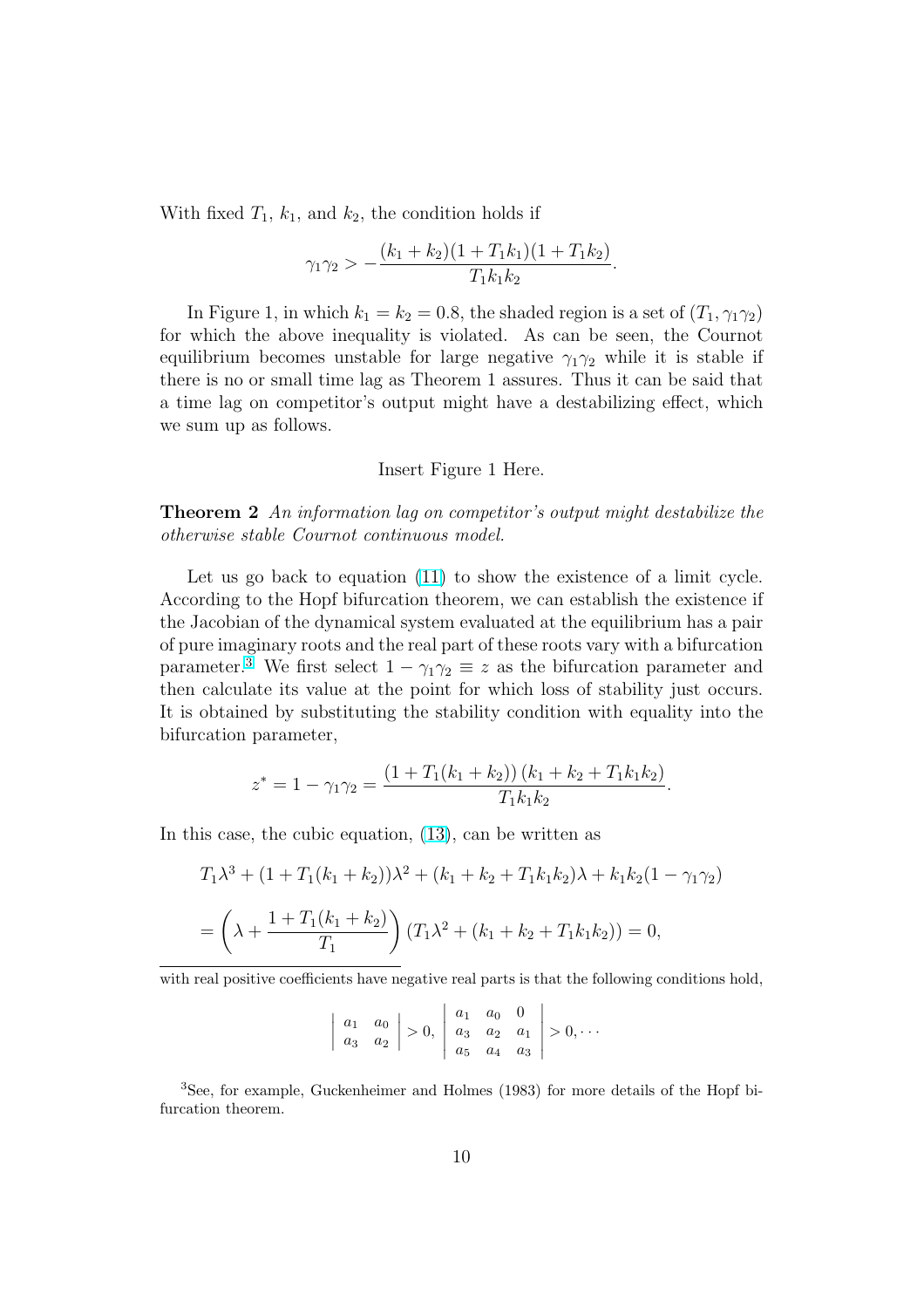With fixed $T_1$, $k_1$, and $k_2$, the condition holds if

$$\gamma_1\gamma_2 > -\frac{(k_1+k_2)(1+T_1k_1)(1+T_1k_2)}{T_1k_1k_2}.$$

In Figure 1, in which $k_1 = k_2 = 0.8$, the shaded region is a set of $(T_1, \gamma_1\gamma_2)$ for which the above inequality is violated. As can be seen, the Cournot equilibrium becomes unstable for large negative $\gamma_1\gamma_2$ while it is stable if there is no or small time lag as Theorem 1 assures. Thus it can be said that a time lag on competitor's output might have a destabilizing effect, which we sum up as follows.

Insert Figure 1 Here.

**Theorem 2** *An information lag on competitor's output might destabilize the otherwise stable Cournot continuous model.*

Let us go back to equation (11) to show the existence of a limit cycle. According to the Hopf bifurcation theorem, we can establish the existence if the Jacobian of the dynamical system evaluated at the equilibrium has a pair of pure imaginary roots and the real part of these roots vary with a bifurcation parameter.[3] We first select $1 - \gamma_1\gamma_2 \equiv z$ as the bifurcation parameter and then calculate its value at the point for which loss of stability just occurs. It is obtained by substituting the stability condition with equality into the bifurcation parameter,

$$z^* = 1 - \gamma_1\gamma_2 = \frac{(1 + T_1(k_1+k_2))\,(k_1+k_2+T_1k_1k_2)}{T_1k_1k_2}.$$

In this case, the cubic equation, (13), can be written as

$$T_1\lambda^3 + (1+T_1(k_1+k_2))\lambda^2 + (k_1+k_2+T_1k_1k_2)\lambda + k_1k_2(1-\gamma_1\gamma_2)$$

$$= \left(\lambda + \frac{1+T_1(k_1+k_2)}{T_1}\right)(T_1\lambda^2 + (k_1+k_2+T_1k_1k_2)) = 0,$$

---

with real positive coefficients have negative real parts is that the following conditions hold,

$$\begin{vmatrix} a_1 & a_0 \\ a_3 & a_2 \end{vmatrix} > 0, \quad \begin{vmatrix} a_1 & a_0 & 0 \\ a_3 & a_2 & a_1 \\ a_5 & a_4 & a_3 \end{vmatrix} > 0, \cdots$$

[3] See, for example, Guckenheimer and Holmes (1983) for more details of the Hopf bifurcation theorem.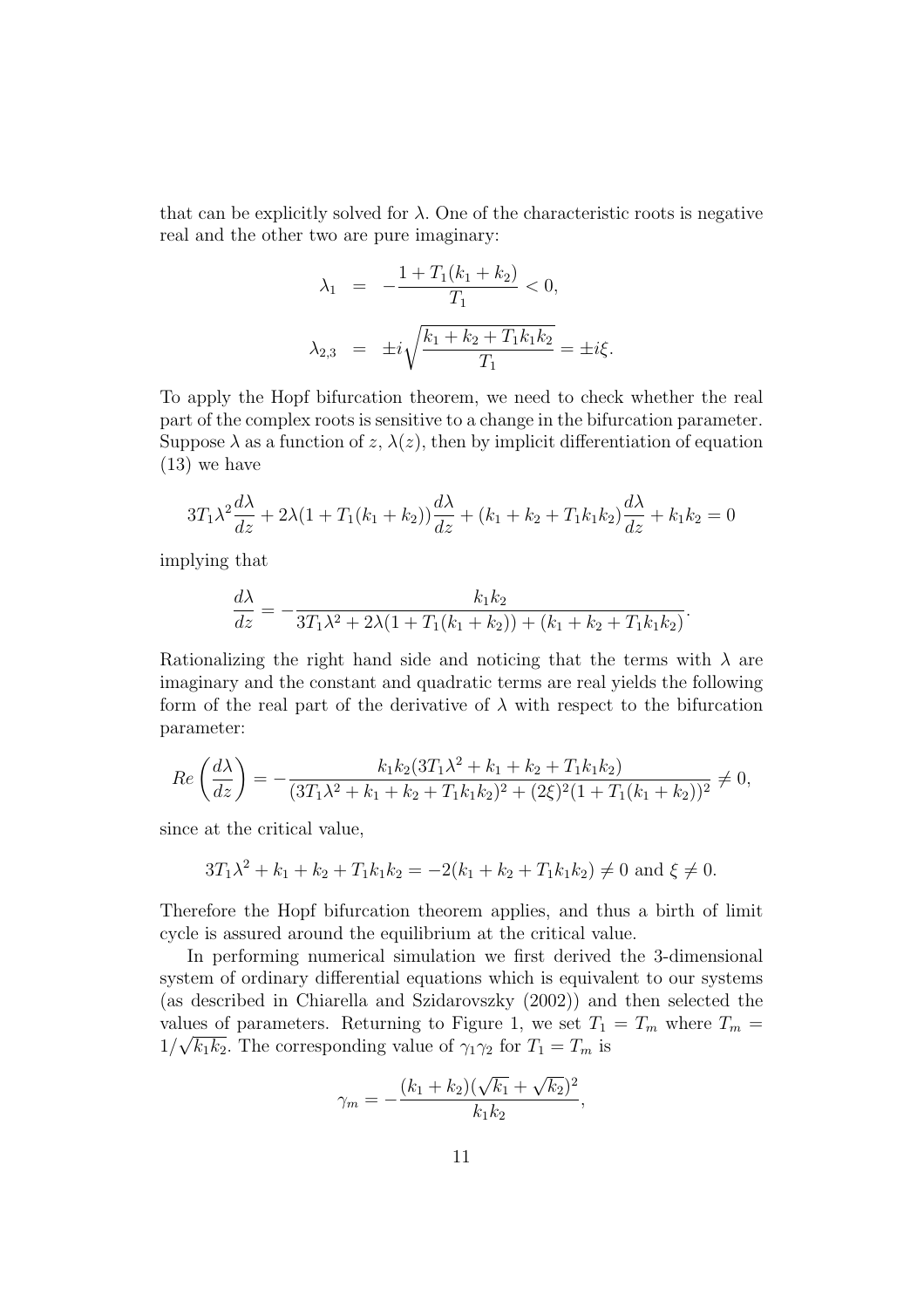that can be explicitly solved for $\lambda$. One of the characteristic roots is negative real and the other two are pure imaginary:

$$\lambda_1 = -\frac{1 + T_1(k_1 + k_2)}{T_1} < 0,$$

$$\lambda_{2,3} = \pm i\sqrt{\frac{k_1 + k_2 + T_1 k_1 k_2}{T_1}} = \pm i\xi.$$

To apply the Hopf bifurcation theorem, we need to check whether the real part of the complex roots is sensitive to a change in the bifurcation parameter. Suppose $\lambda$ as a function of $z$, $\lambda(z)$, then by implicit differentiation of equation (13) we have

$$3T_1\lambda^2 \frac{d\lambda}{dz} + 2\lambda(1 + T_1(k_1 + k_2))\frac{d\lambda}{dz} + (k_1 + k_2 + T_1 k_1 k_2)\frac{d\lambda}{dz} + k_1 k_2 = 0$$

implying that

$$\frac{d\lambda}{dz} = -\frac{k_1 k_2}{3T_1\lambda^2 + 2\lambda(1 + T_1(k_1 + k_2)) + (k_1 + k_2 + T_1 k_1 k_2)}.$$

Rationalizing the right hand side and noticing that the terms with $\lambda$ are imaginary and the constant and quadratic terms are real yields the following form of the real part of the derivative of $\lambda$ with respect to the bifurcation parameter:

$$Re\left(\frac{d\lambda}{dz}\right) = -\frac{k_1 k_2(3T_1\lambda^2 + k_1 + k_2 + T_1 k_1 k_2)}{(3T_1\lambda^2 + k_1 + k_2 + T_1 k_1 k_2)^2 + (2\xi)^2(1 + T_1(k_1 + k_2))^2} \neq 0,$$

since at the critical value,

$$3T_1\lambda^2 + k_1 + k_2 + T_1 k_1 k_2 = -2(k_1 + k_2 + T_1 k_1 k_2) \neq 0 \text{ and } \xi \neq 0.$$

Therefore the Hopf bifurcation theorem applies, and thus a birth of limit cycle is assured around the equilibrium at the critical value.

In performing numerical simulation we first derived the 3-dimensional system of ordinary differential equations which is equivalent to our systems (as described in Chiarella and Szidarovszky (2002)) and then selected the values of parameters. Returning to Figure 1, we set $T_1 = T_m$ where $T_m = 1/\sqrt{k_1 k_2}$. The corresponding value of $\gamma_1\gamma_2$ for $T_1 = T_m$ is

$$\gamma_m = -\frac{(k_1 + k_2)(\sqrt{k_1} + \sqrt{k_2})^2}{k_1 k_2},$$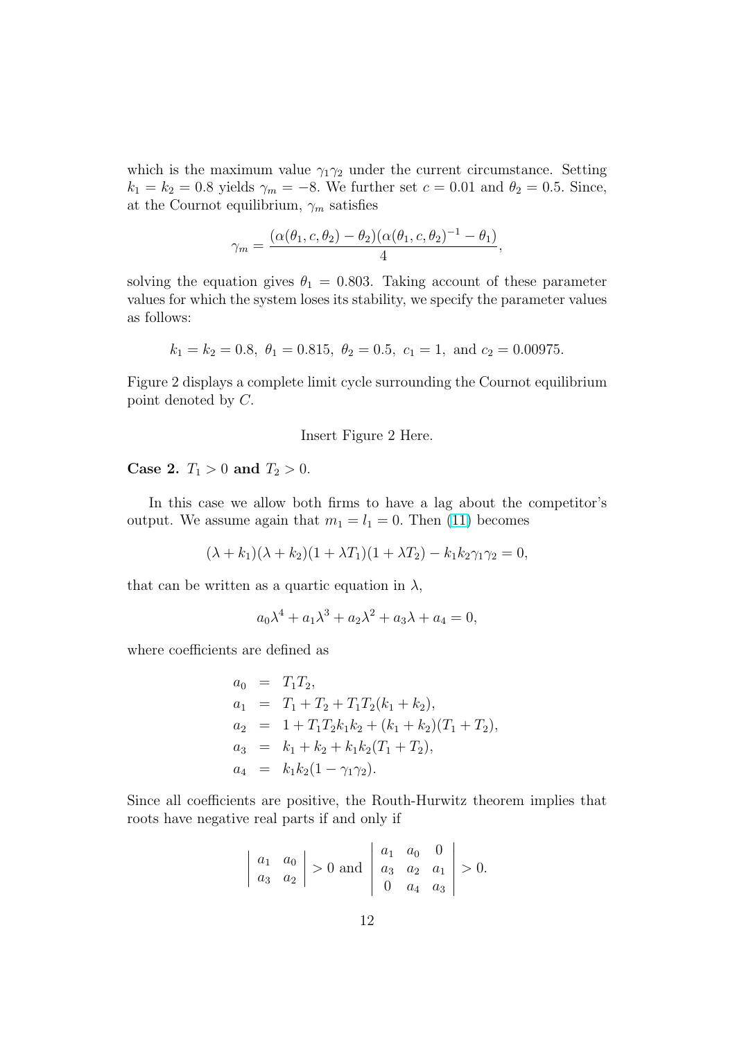which is the maximum value $\gamma_1\gamma_2$ under the current circumstance. Setting $k_1 = k_2 = 0.8$ yields $\gamma_m = -8$. We further set $c = 0.01$ and $\theta_2 = 0.5$. Since, at the Cournot equilibrium, $\gamma_m$ satisfies

$$\gamma_m = \frac{(\alpha(\theta_1, c, \theta_2) - \theta_2)(\alpha(\theta_1, c, \theta_2)^{-1} - \theta_1)}{4},$$

solving the equation gives $\theta_1 = 0.803$. Taking account of these parameter values for which the system loses its stability, we specify the parameter values as follows:

$$k_1 = k_2 = 0.8,\ \theta_1 = 0.815,\ \theta_2 = 0.5,\ c_1 = 1,\ \text{and}\ c_2 = 0.00975.$$

Figure 2 displays a complete limit cycle surrounding the Cournot equilibrium point denoted by $C$.

Insert Figure 2 Here.

**Case 2.** $T_1 > 0$ **and** $T_2 > 0$.

In this case we allow both firms to have a lag about the competitor's output. We assume again that $m_1 = l_1 = 0$. Then (11) becomes

$$(\lambda + k_1)(\lambda + k_2)(1 + \lambda T_1)(1 + \lambda T_2) - k_1 k_2 \gamma_1 \gamma_2 = 0,$$

that can be written as a quartic equation in $\lambda$,

$$a_0\lambda^4 + a_1\lambda^3 + a_2\lambda^2 + a_3\lambda + a_4 = 0,$$

where coefficients are defined as

$$\begin{aligned}
a_0 &= T_1 T_2, \\
a_1 &= T_1 + T_2 + T_1 T_2 (k_1 + k_2), \\
a_2 &= 1 + T_1 T_2 k_1 k_2 + (k_1 + k_2)(T_1 + T_2), \\
a_3 &= k_1 + k_2 + k_1 k_2 (T_1 + T_2), \\
a_4 &= k_1 k_2 (1 - \gamma_1 \gamma_2).
\end{aligned}$$

Since all coefficients are positive, the Routh-Hurwitz theorem implies that roots have negative real parts if and only if

$$\begin{vmatrix} a_1 & a_0 \\ a_3 & a_2 \end{vmatrix} > 0 \text{ and } \begin{vmatrix} a_1 & a_0 & 0 \\ a_3 & a_2 & a_1 \\ 0 & a_4 & a_3 \end{vmatrix} > 0.$$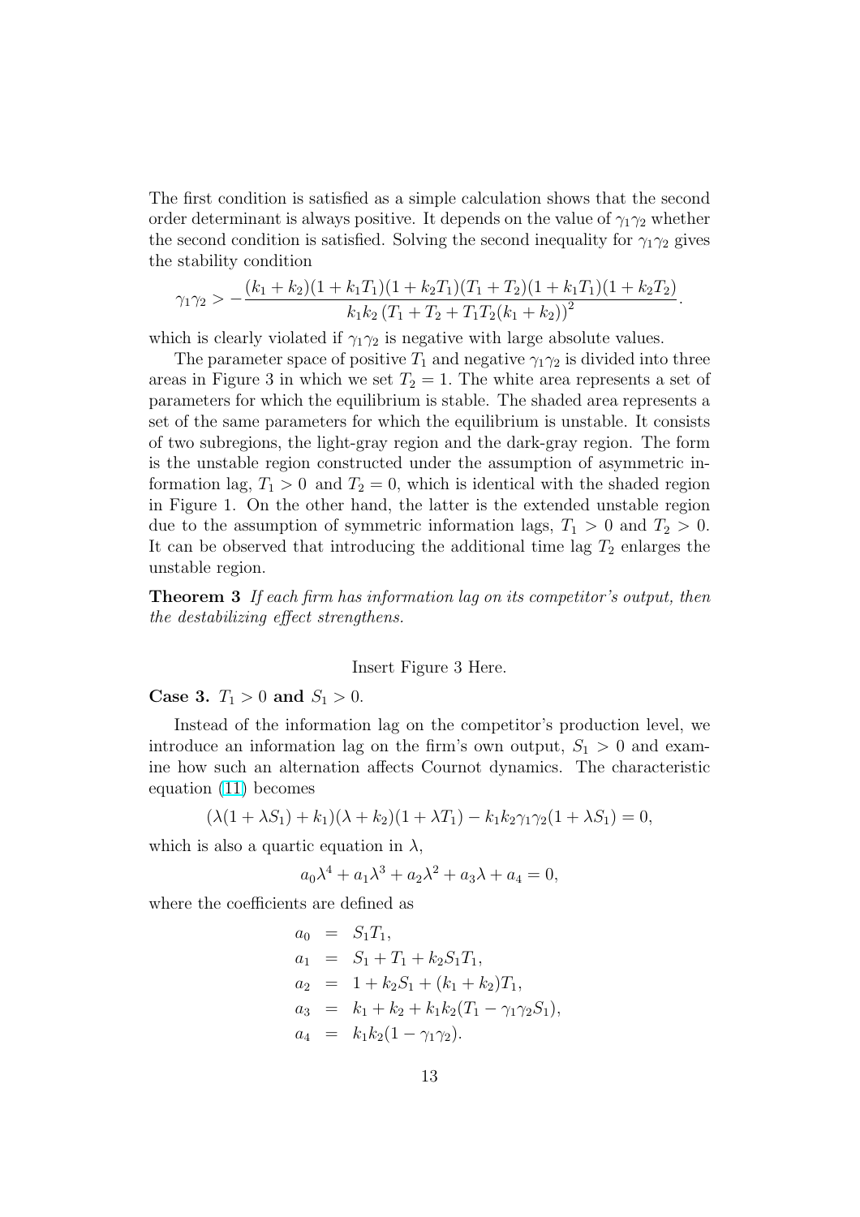The first condition is satisfied as a simple calculation shows that the second order determinant is always positive. It depends on the value of $\gamma_1\gamma_2$ whether the second condition is satisfied. Solving the second inequality for $\gamma_1\gamma_2$ gives the stability condition

$$\gamma_1\gamma_2 > -\frac{(k_1+k_2)(1+k_1T_1)(1+k_2T_1)(T_1+T_2)(1+k_1T_1)(1+k_2T_2)}{k_1k_2\left(T_1+T_2+T_1T_2(k_1+k_2)\right)^2}.$$

which is clearly violated if $\gamma_1\gamma_2$ is negative with large absolute values.

The parameter space of positive $T_1$ and negative $\gamma_1\gamma_2$ is divided into three areas in Figure 3 in which we set $T_2 = 1$. The white area represents a set of parameters for which the equilibrium is stable. The shaded area represents a set of the same parameters for which the equilibrium is unstable. It consists of two subregions, the light-gray region and the dark-gray region. The form is the unstable region constructed under the assumption of asymmetric information lag, $T_1 > 0$ and $T_2 = 0$, which is identical with the shaded region in Figure 1. On the other hand, the latter is the extended unstable region due to the assumption of symmetric information lags, $T_1 > 0$ and $T_2 > 0$. It can be observed that introducing the additional time lag $T_2$ enlarges the unstable region.

**Theorem 3** *If each firm has information lag on its competitor's output, then the destabilizing effect strengthens.*

Insert Figure 3 Here.

**Case 3.** $T_1 > 0$ **and** $S_1 > 0$.

Instead of the information lag on the competitor's production level, we introduce an information lag on the firm's own output, $S_1 > 0$ and examine how such an alternation affects Cournot dynamics. The characteristic equation (11) becomes

$$(\lambda(1+\lambda S_1)+k_1)(\lambda+k_2)(1+\lambda T_1) - k_1k_2\gamma_1\gamma_2(1+\lambda S_1) = 0,$$

which is also a quartic equation in $\lambda$,

$$a_0\lambda^4 + a_1\lambda^3 + a_2\lambda^2 + a_3\lambda + a_4 = 0,$$

where the coefficients are defined as

$$\begin{aligned}
a_0 &= S_1T_1, \\
a_1 &= S_1 + T_1 + k_2S_1T_1, \\
a_2 &= 1 + k_2S_1 + (k_1+k_2)T_1, \\
a_3 &= k_1 + k_2 + k_1k_2(T_1 - \gamma_1\gamma_2 S_1), \\
a_4 &= k_1k_2(1-\gamma_1\gamma_2).
\end{aligned}$$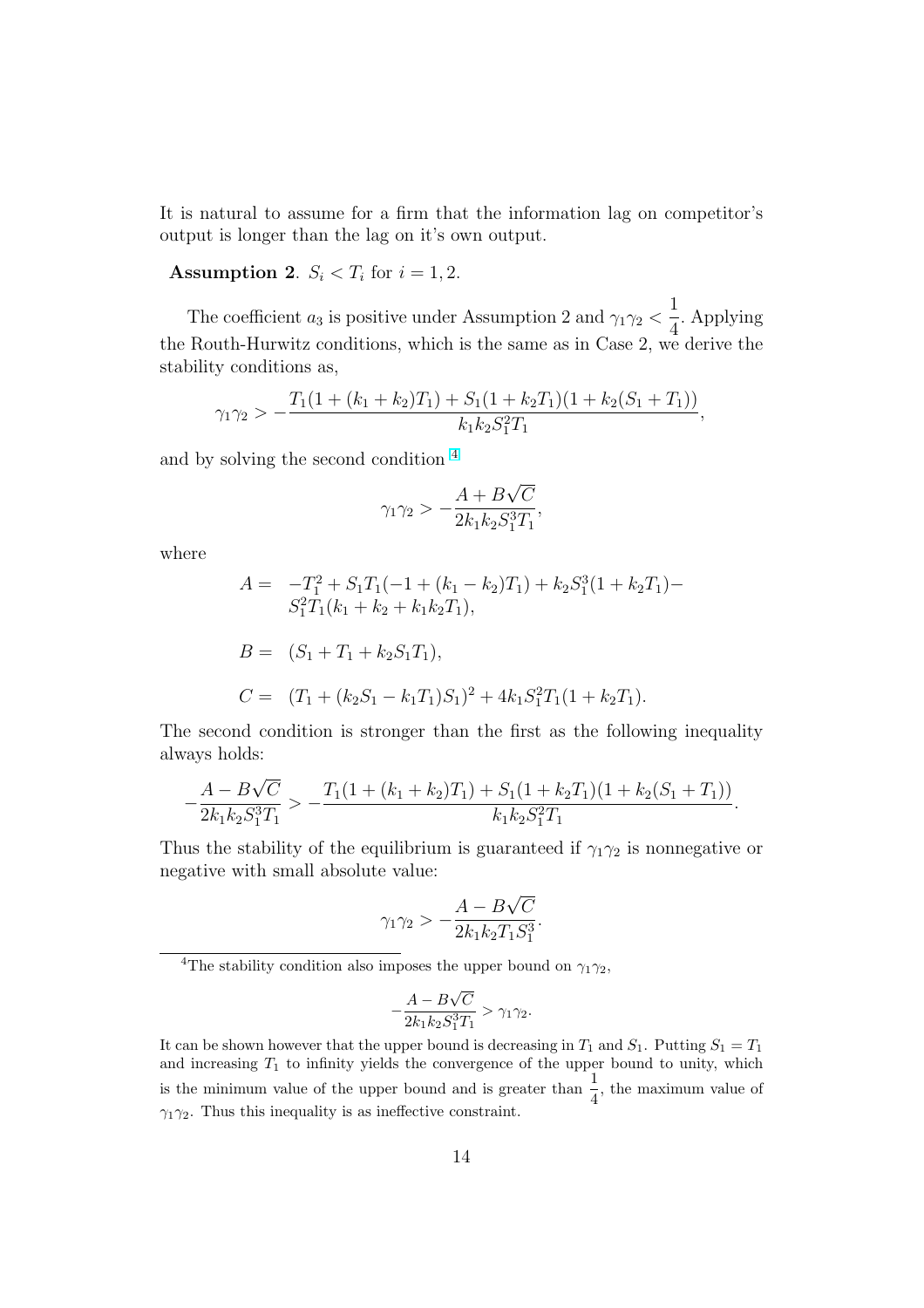It is natural to assume for a firm that the information lag on competitor's output is longer than the lag on it's own output.

**Assumption 2**. $S_i < T_i$ for $i = 1, 2$.

The coefficient $a_3$ is positive under Assumption 2 and $\gamma_1\gamma_2 < \dfrac{1}{4}$. Applying the Routh-Hurwitz conditions, which is the same as in Case 2, we derive the stability conditions as,

$$\gamma_1\gamma_2 > -\frac{T_1(1 + (k_1 + k_2)T_1) + S_1(1 + k_2T_1)(1 + k_2(S_1 + T_1))}{k_1k_2S_1^2T_1},$$

and by solving the second condition [4]

$$\gamma_1\gamma_2 > -\frac{A + B\sqrt{C}}{2k_1k_2S_1^3T_1},$$

where

$$\begin{aligned}
A =& \;\; -T_1^2 + S_1T_1(-1 + (k_1 - k_2)T_1) + k_2S_1^3(1 + k_2T_1) - \\
& \;\; S_1^2T_1(k_1 + k_2 + k_1k_2T_1), \\
B =& \;\; (S_1 + T_1 + k_2S_1T_1), \\
C =& \;\; (T_1 + (k_2S_1 - k_1T_1)S_1)^2 + 4k_1S_1^2T_1(1 + k_2T_1).
\end{aligned}$$

The second condition is stronger than the first as the following inequality always holds:

$$-\frac{A - B\sqrt{C}}{2k_1k_2S_1^3T_1} > -\frac{T_1(1 + (k_1 + k_2)T_1) + S_1(1 + k_2T_1)(1 + k_2(S_1 + T_1))}{k_1k_2S_1^2T_1}.$$

Thus the stability of the equilibrium is guaranteed if $\gamma_1\gamma_2$ is nonnegative or negative with small absolute value:

$$\gamma_1\gamma_2 > -\frac{A - B\sqrt{C}}{2k_1k_2T_1S_1^3}.$$

---

[4] The stability condition also imposes the upper bound on $\gamma_1\gamma_2$,

$$-\frac{A - B\sqrt{C}}{2k_1k_2S_1^3T_1} > \gamma_1\gamma_2.$$

It can be shown however that the upper bound is decreasing in $T_1$ and $S_1$. Putting $S_1 = T_1$ and increasing $T_1$ to infinity yields the convergence of the upper bound to unity, which is the minimum value of the upper bound and is greater than $\dfrac{1}{4}$, the maximum value of $\gamma_1\gamma_2$. Thus this inequality is as ineffective constraint.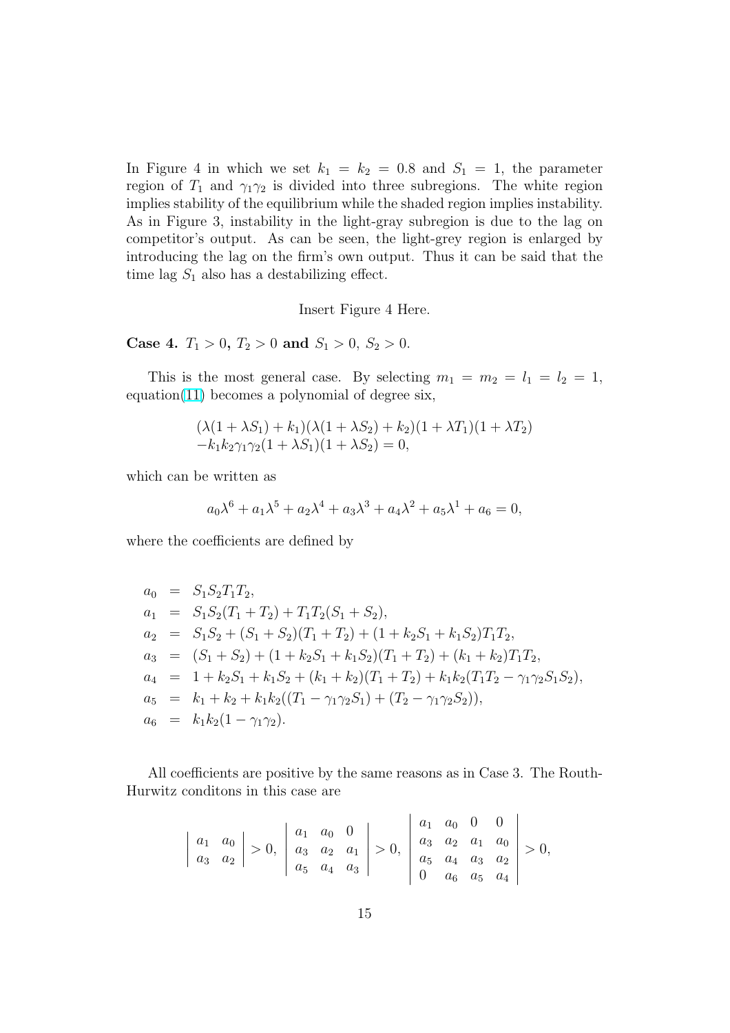In Figure 4 in which we set $k_1 = k_2 = 0.8$ and $S_1 = 1$, the parameter region of $T_1$ and $\gamma_1\gamma_2$ is divided into three subregions. The white region implies stability of the equilibrium while the shaded region implies instability. As in Figure 3, instability in the light-gray subregion is due to the lag on competitor's output. As can be seen, the light-grey region is enlarged by introducing the lag on the firm's own output. Thus it can be said that the time lag $S_1$ also has a destabilizing effect.

Insert Figure 4 Here.

**Case 4.** $T_1 > 0$**,** $T_2 > 0$ **and** $S_1 > 0,\ S_2 > 0.$

This is the most general case. By selecting $m_1 = m_2 = l_1 = l_2 = 1$, equation(11) becomes a polynomial of degree six,

$$
\begin{aligned}
&(\lambda(1+\lambda S_1)+k_1)(\lambda(1+\lambda S_2)+k_2)(1+\lambda T_1)(1+\lambda T_2) \\
&-k_1k_2\gamma_1\gamma_2(1+\lambda S_1)(1+\lambda S_2) = 0,
\end{aligned}
$$

which can be written as

$$
a_0\lambda^6 + a_1\lambda^5 + a_2\lambda^4 + a_3\lambda^3 + a_4\lambda^2 + a_5\lambda^1 + a_6 = 0,
$$

where the coefficients are defined by

$$
\begin{aligned}
a_0 &= S_1S_2T_1T_2, \\
a_1 &= S_1S_2(T_1+T_2) + T_1T_2(S_1+S_2), \\
a_2 &= S_1S_2 + (S_1+S_2)(T_1+T_2) + (1+k_2S_1+k_1S_2)T_1T_2, \\
a_3 &= (S_1+S_2) + (1+k_2S_1+k_1S_2)(T_1+T_2) + (k_1+k_2)T_1T_2, \\
a_4 &= 1+k_2S_1+k_1S_2+(k_1+k_2)(T_1+T_2)+k_1k_2(T_1T_2-\gamma_1\gamma_2S_1S_2), \\
a_5 &= k_1+k_2+k_1k_2((T_1-\gamma_1\gamma_2S_1)+(T_2-\gamma_1\gamma_2S_2)), \\
a_6 &= k_1k_2(1-\gamma_1\gamma_2).
\end{aligned}
$$

All coefficients are positive by the same reasons as in Case 3. The Routh-Hurwitz conditons in this case are

$$
\begin{vmatrix} a_1 & a_0 \\ a_3 & a_2 \end{vmatrix} > 0,\quad
\begin{vmatrix} a_1 & a_0 & 0 \\ a_3 & a_2 & a_1 \\ a_5 & a_4 & a_3 \end{vmatrix} > 0,\quad
\begin{vmatrix} a_1 & a_0 & 0 & 0 \\ a_3 & a_2 & a_1 & a_0 \\ a_5 & a_4 & a_3 & a_2 \\ 0 & a_6 & a_5 & a_4 \end{vmatrix} > 0,
$$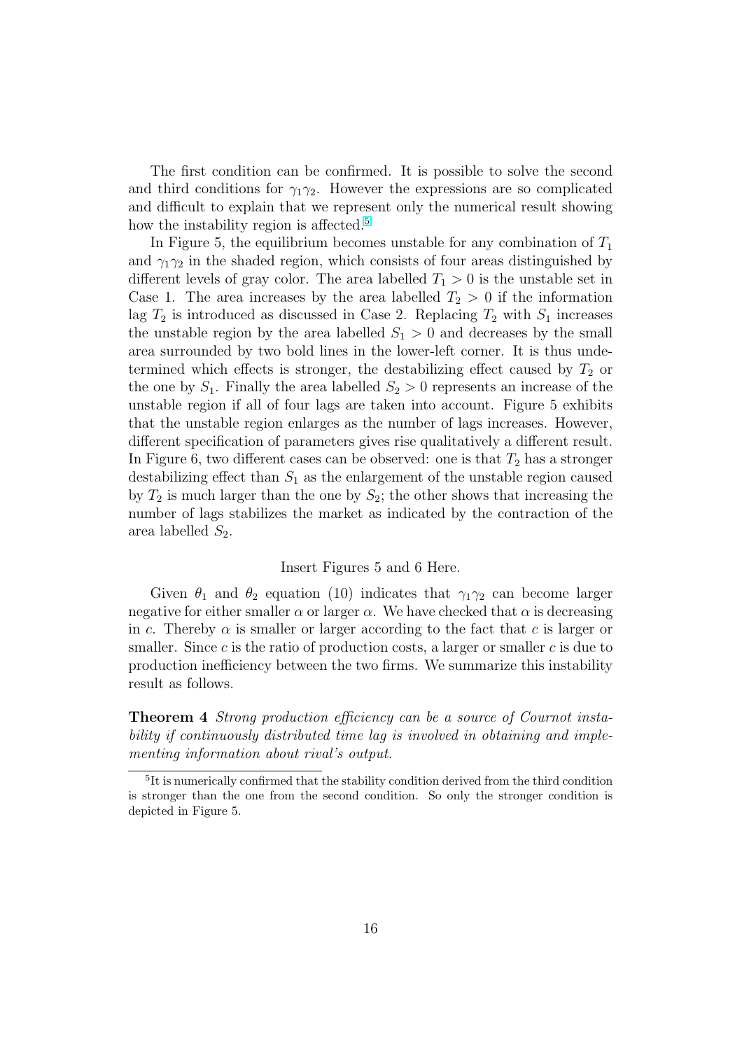The first condition can be confirmed. It is possible to solve the second and third conditions for $\gamma_1\gamma_2$. However the expressions are so complicated and difficult to explain that we represent only the numerical result showing how the instability region is affected.[5]

In Figure 5, the equilibrium becomes unstable for any combination of $T_1$ and $\gamma_1\gamma_2$ in the shaded region, which consists of four areas distinguished by different levels of gray color. The area labelled $T_1 > 0$ is the unstable set in Case 1. The area increases by the area labelled $T_2 > 0$ if the information lag $T_2$ is introduced as discussed in Case 2. Replacing $T_2$ with $S_1$ increases the unstable region by the area labelled $S_1 > 0$ and decreases by the small area surrounded by two bold lines in the lower-left corner. It is thus undetermined which effects is stronger, the destabilizing effect caused by $T_2$ or the one by $S_1$. Finally the area labelled $S_2 > 0$ represents an increase of the unstable region if all of four lags are taken into account. Figure 5 exhibits that the unstable region enlarges as the number of lags increases. However, different specification of parameters gives rise qualitatively a different result. In Figure 6, two different cases can be observed: one is that $T_2$ has a stronger destabilizing effect than $S_1$ as the enlargement of the unstable region caused by $T_2$ is much larger than the one by $S_2$; the other shows that increasing the number of lags stabilizes the market as indicated by the contraction of the area labelled $S_2$.

Insert Figures 5 and 6 Here.

Given $\theta_1$ and $\theta_2$ equation (10) indicates that $\gamma_1\gamma_2$ can become larger negative for either smaller $\alpha$ or larger $\alpha$. We have checked that $\alpha$ is decreasing in $c$. Thereby $\alpha$ is smaller or larger according to the fact that $c$ is larger or smaller. Since $c$ is the ratio of production costs, a larger or smaller $c$ is due to production inefficiency between the two firms. We summarize this instability result as follows.

**Theorem 4** *Strong production efficiency can be a source of Cournot instability if continuously distributed time lag is involved in obtaining and implementing information about rival's output.*

---

[5] It is numerically confirmed that the stability condition derived from the third condition is stronger than the one from the second condition. So only the stronger condition is depicted in Figure 5.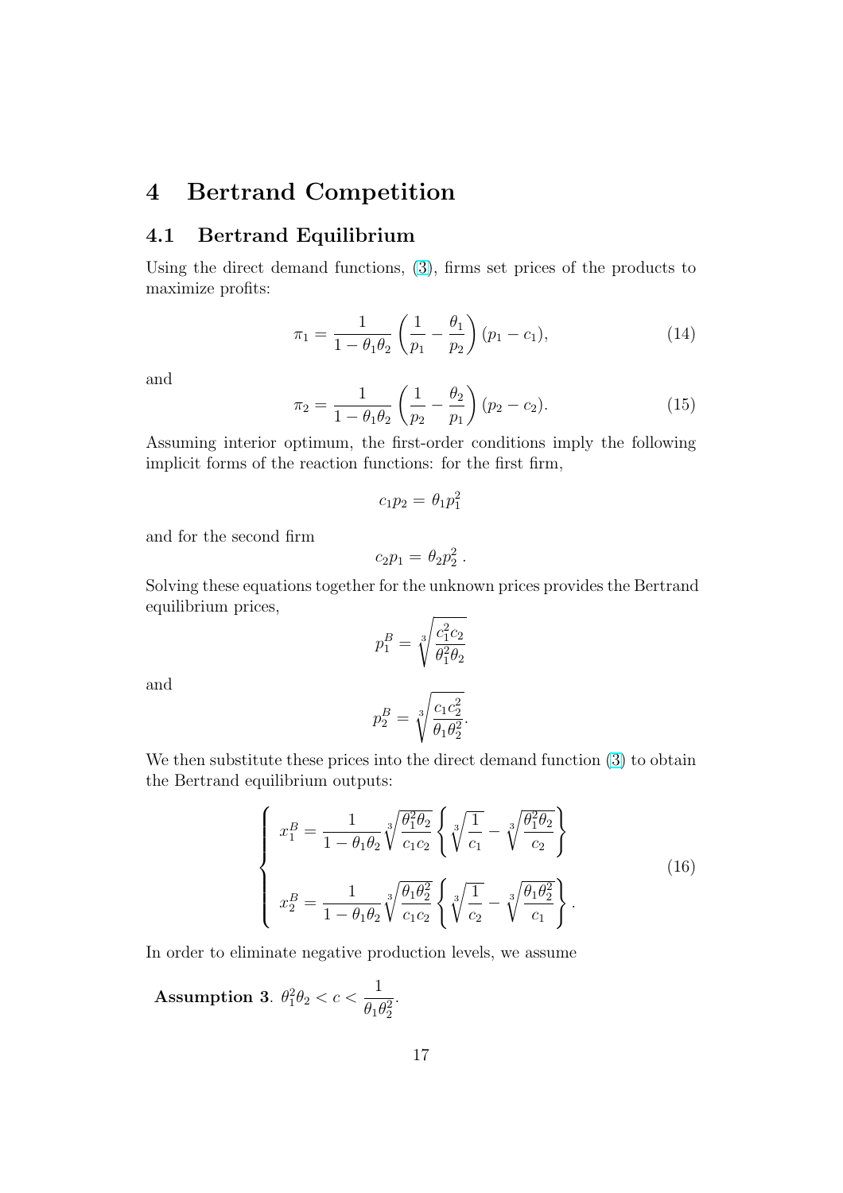# 4 Bertrand Competition

## 4.1 Bertrand Equilibrium

Using the direct demand functions, (3), firms set prices of the products to maximize profits:

$$\pi_1 = \frac{1}{1-\theta_1\theta_2}\left(\frac{1}{p_1} - \frac{\theta_1}{p_2}\right)(p_1 - c_1), \tag{14}$$

and

$$\pi_2 = \frac{1}{1-\theta_1\theta_2}\left(\frac{1}{p_2} - \frac{\theta_2}{p_1}\right)(p_2 - c_2). \tag{15}$$

Assuming interior optimum, the first-order conditions imply the following implicit forms of the reaction functions: for the first firm,

$$c_1 p_2 = \theta_1 p_1^2$$

and for the second firm

$$c_2 p_1 = \theta_2 p_2^2\ .$$

Solving these equations together for the unknown prices provides the Bertrand equilibrium prices,

$$p_1^B = \sqrt[3]{\frac{c_1^2 c_2}{\theta_1^2 \theta_2}}$$

and

$$p_2^B = \sqrt[3]{\frac{c_1 c_2^2}{\theta_1 \theta_2^2}}.$$

We then substitute these prices into the direct demand function (3) to obtain the Bertrand equilibrium outputs:

$$\begin{cases} x_1^B = \dfrac{1}{1-\theta_1\theta_2}\sqrt[3]{\dfrac{\theta_1^2\theta_2}{c_1c_2}}\left\{\sqrt[3]{\dfrac{1}{c_1}} - \sqrt[3]{\dfrac{\theta_1^2\theta_2}{c_2}}\right\} \\[2ex] x_2^B = \dfrac{1}{1-\theta_1\theta_2}\sqrt[3]{\dfrac{\theta_1\theta_2^2}{c_1c_2}}\left\{\sqrt[3]{\dfrac{1}{c_2}} - \sqrt[3]{\dfrac{\theta_1\theta_2^2}{c_1}}\right\}. \end{cases} \tag{16}$$

In order to eliminate negative production levels, we assume

**Assumption 3**. $\theta_1^2\theta_2 < c < \dfrac{1}{\theta_1\theta_2^2}$.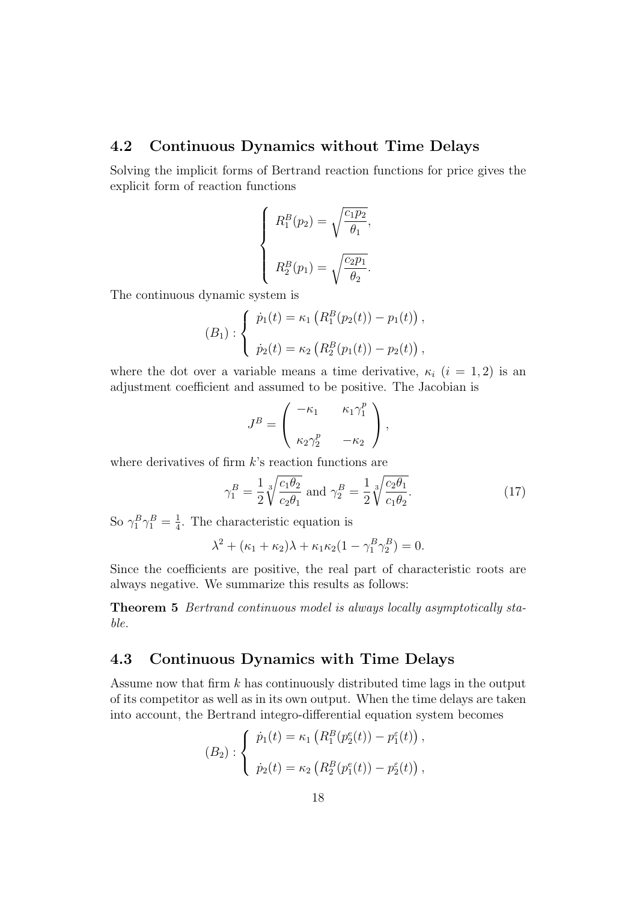## 4.2 Continuous Dynamics without Time Delays

Solving the implicit forms of Bertrand reaction functions for price gives the explicit form of reaction functions

$$
\begin{cases}
R_1^B(p_2) = \sqrt{\dfrac{c_1 p_2}{\theta_1}}, \\[2ex]
R_2^B(p_1) = \sqrt{\dfrac{c_2 p_1}{\theta_2}}.
\end{cases}
$$

The continuous dynamic system is

$$
(B_1) : \begin{cases}
\dot{p}_1(t) = \kappa_1 \left( R_1^B(p_2(t)) - p_1(t) \right), \\[1ex]
\dot{p}_2(t) = \kappa_2 \left( R_2^B(p_1(t)) - p_2(t) \right),
\end{cases}
$$

where the dot over a variable means a time derivative, $\kappa_i$ $(i = 1, 2)$ is an adjustment coefficient and assumed to be positive. The Jacobian is

$$
J^B = \begin{pmatrix} -\kappa_1 & \kappa_1 \gamma_1^p \\[1ex] \kappa_2 \gamma_2^p & -\kappa_2 \end{pmatrix},
$$

where derivatives of firm $k$'s reaction functions are

$$
\gamma_1^B = \frac{1}{2} \sqrt[3]{\frac{c_1 \theta_2}{c_2 \theta_1}} \text{ and } \gamma_2^B = \frac{1}{2} \sqrt[3]{\frac{c_2 \theta_1}{c_1 \theta_2}}. \tag{17}
$$

So $\gamma_1^B \gamma_1^B = \frac{1}{4}$. The characteristic equation is

$$
\lambda^2 + (\kappa_1 + \kappa_2)\lambda + \kappa_1 \kappa_2 (1 - \gamma_1^B \gamma_2^B) = 0.
$$

Since the coefficients are positive, the real part of characteristic roots are always negative. We summarize this results as follows:

**Theorem 5** *Bertrand continuous model is always locally asymptotically stable.*

## 4.3 Continuous Dynamics with Time Delays

Assume now that firm $k$ has continuously distributed time lags in the output of its competitor as well as in its own output. When the time delays are taken into account, the Bertrand integro-differential equation system becomes

$$
(B_2) : \begin{cases}
\dot{p}_1(t) = \kappa_1 \left( R_1^B(p_2^e(t)) - p_1^\varepsilon(t) \right), \\[1ex]
\dot{p}_2(t) = \kappa_2 \left( R_2^B(p_1^e(t)) - p_2^\varepsilon(t) \right),
\end{cases}
$$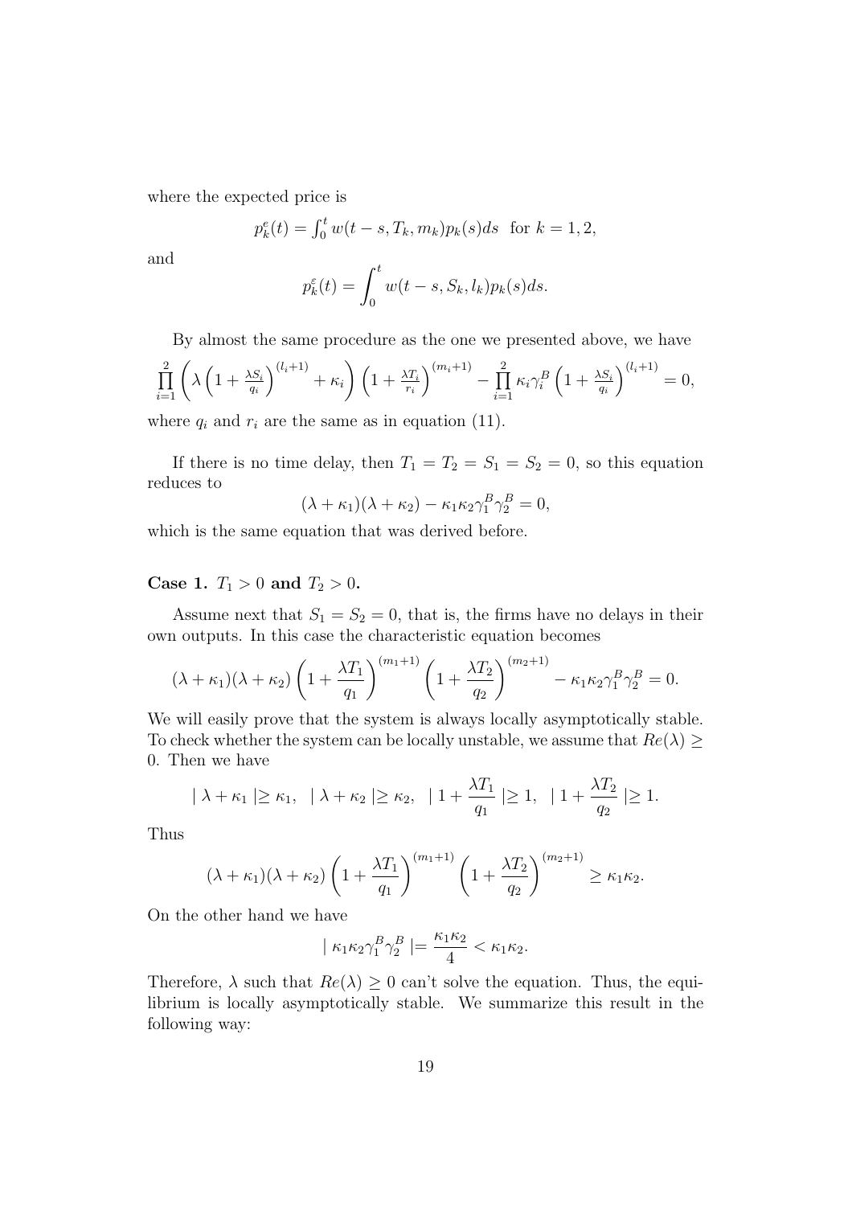where the expected price is

$$p_k^e(t) = \int_0^t w(t-s, T_k, m_k) p_k(s) ds \ \text{ for } k = 1, 2,$$

and

$$p_k^\varepsilon(t) = \int_0^t w(t-s, S_k, l_k) p_k(s) ds.$$

By almost the same procedure as the one we presented above, we have

$$\prod_{i=1}^{2} \left( \lambda \left(1 + \frac{\lambda S_i}{q_i}\right)^{(l_i+1)} + \kappa_i \right) \left(1 + \frac{\lambda T_i}{r_i}\right)^{(m_i+1)} - \prod_{i=1}^{2} \kappa_i \gamma_i^B \left(1 + \frac{\lambda S_i}{q_i}\right)^{(l_i+1)} = 0,$$

where $q_i$ and $r_i$ are the same as in equation (11).

If there is no time delay, then $T_1 = T_2 = S_1 = S_2 = 0$, so this equation reduces to

$$(\lambda + \kappa_1)(\lambda + \kappa_2) - \kappa_1 \kappa_2 \gamma_1^B \gamma_2^B = 0,$$

which is the same equation that was derived before.

**Case 1.** $T_1 > 0$ **and** $T_2 > 0$**.**

Assume next that $S_1 = S_2 = 0$, that is, the firms have no delays in their own outputs. In this case the characteristic equation becomes

$$(\lambda + \kappa_1)(\lambda + \kappa_2) \left(1 + \frac{\lambda T_1}{q_1}\right)^{(m_1+1)} \left(1 + \frac{\lambda T_2}{q_2}\right)^{(m_2+1)} - \kappa_1 \kappa_2 \gamma_1^B \gamma_2^B = 0.$$

We will easily prove that the system is always locally asymptotically stable. To check whether the system can be locally unstable, we assume that $Re(\lambda) \geq 0$. Then we have

$$| \lambda + \kappa_1 | \geq \kappa_1, \quad | \lambda + \kappa_2 | \geq \kappa_2, \quad | 1 + \frac{\lambda T_1}{q_1} | \geq 1, \quad | 1 + \frac{\lambda T_2}{q_2} | \geq 1.$$

Thus

$$(\lambda + \kappa_1)(\lambda + \kappa_2) \left(1 + \frac{\lambda T_1}{q_1}\right)^{(m_1+1)} \left(1 + \frac{\lambda T_2}{q_2}\right)^{(m_2+1)} \geq \kappa_1 \kappa_2.$$

On the other hand we have

$$| \kappa_1 \kappa_2 \gamma_1^B \gamma_2^B | = \frac{\kappa_1 \kappa_2}{4} < \kappa_1 \kappa_2.$$

Therefore, $\lambda$ such that $Re(\lambda) \geq 0$ can't solve the equation. Thus, the equilibrium is locally asymptotically stable. We summarize this result in the following way: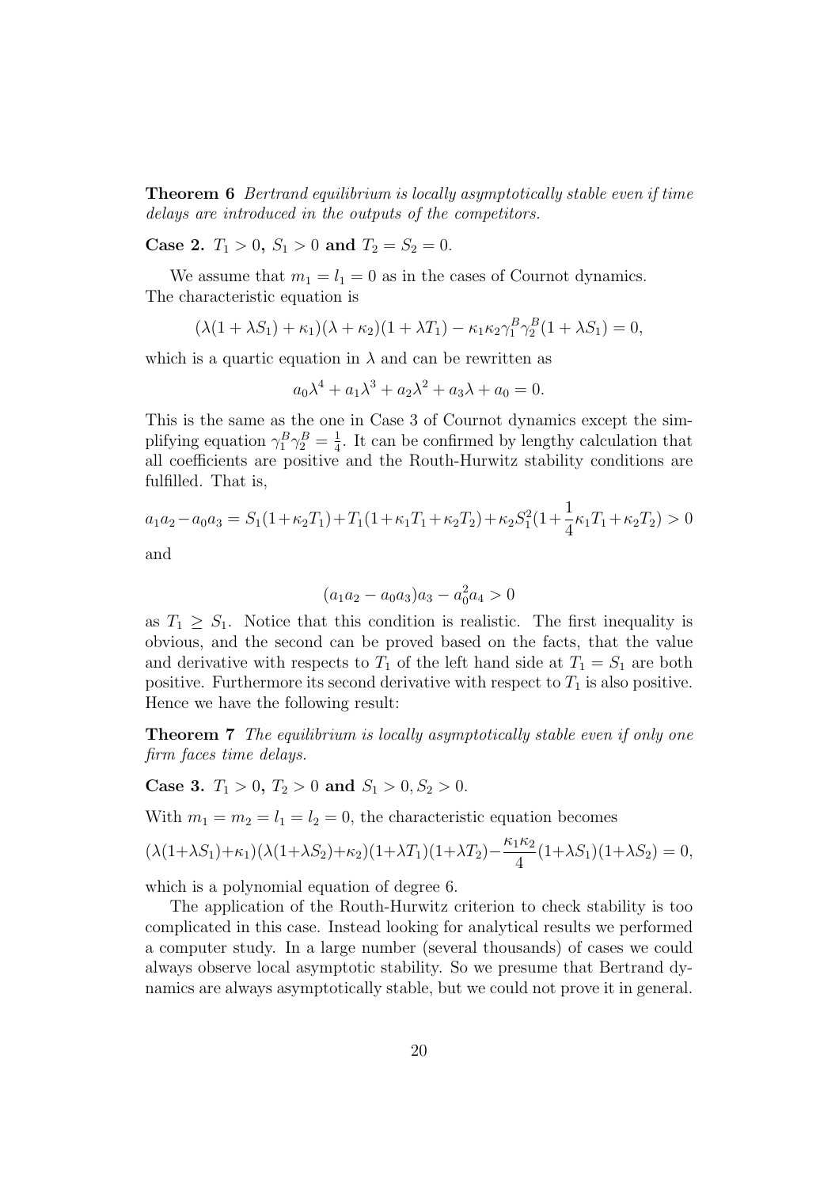**Theorem 6** *Bertrand equilibrium is locally asymptotically stable even if time delays are introduced in the outputs of the competitors.*

**Case 2.** $T_1 > 0,\ S_1 > 0$ **and** $T_2 = S_2 = 0$.

We assume that $m_1 = l_1 = 0$ as in the cases of Cournot dynamics. The characteristic equation is

$$(\lambda(1+\lambda S_1)+\kappa_1)(\lambda+\kappa_2)(1+\lambda T_1) - \kappa_1\kappa_2\gamma_1^B\gamma_2^B(1+\lambda S_1) = 0,$$

which is a quartic equation in $\lambda$ and can be rewritten as

$$a_0\lambda^4 + a_1\lambda^3 + a_2\lambda^2 + a_3\lambda + a_0 = 0.$$

This is the same as the one in Case 3 of Cournot dynamics except the simplifying equation $\gamma_1^B\gamma_2^B = \frac{1}{4}$. It can be confirmed by lengthy calculation that all coefficients are positive and the Routh-Hurwitz stability conditions are fulfilled. That is,

$$a_1a_2 - a_0a_3 = S_1(1+\kappa_2T_1) + T_1(1+\kappa_1T_1+\kappa_2T_2) + \kappa_2S_1^2(1+\frac{1}{4}\kappa_1T_1+\kappa_2T_2) > 0$$

and

$$(a_1a_2 - a_0a_3)a_3 - a_0^2a_4 > 0$$

as $T_1 \geq S_1$. Notice that this condition is realistic. The first inequality is obvious, and the second can be proved based on the facts, that the value and derivative with respects to $T_1$ of the left hand side at $T_1 = S_1$ are both positive. Furthermore its second derivative with respect to $T_1$ is also positive. Hence we have the following result:

**Theorem 7** *The equilibrium is locally asymptotically stable even if only one firm faces time delays.*

**Case 3.** $T_1 > 0,\ T_2 > 0$ **and** $S_1 > 0, S_2 > 0$.

With $m_1 = m_2 = l_1 = l_2 = 0$, the characteristic equation becomes

$$(\lambda(1+\lambda S_1)+\kappa_1)(\lambda(1+\lambda S_2)+\kappa_2)(1+\lambda T_1)(1+\lambda T_2) - \frac{\kappa_1\kappa_2}{4}(1+\lambda S_1)(1+\lambda S_2) = 0,$$

which is a polynomial equation of degree 6.

The application of the Routh-Hurwitz criterion to check stability is too complicated in this case. Instead looking for analytical results we performed a computer study. In a large number (several thousands) of cases we could always observe local asymptotic stability. So we presume that Bertrand dynamics are always asymptotically stable, but we could not prove it in general.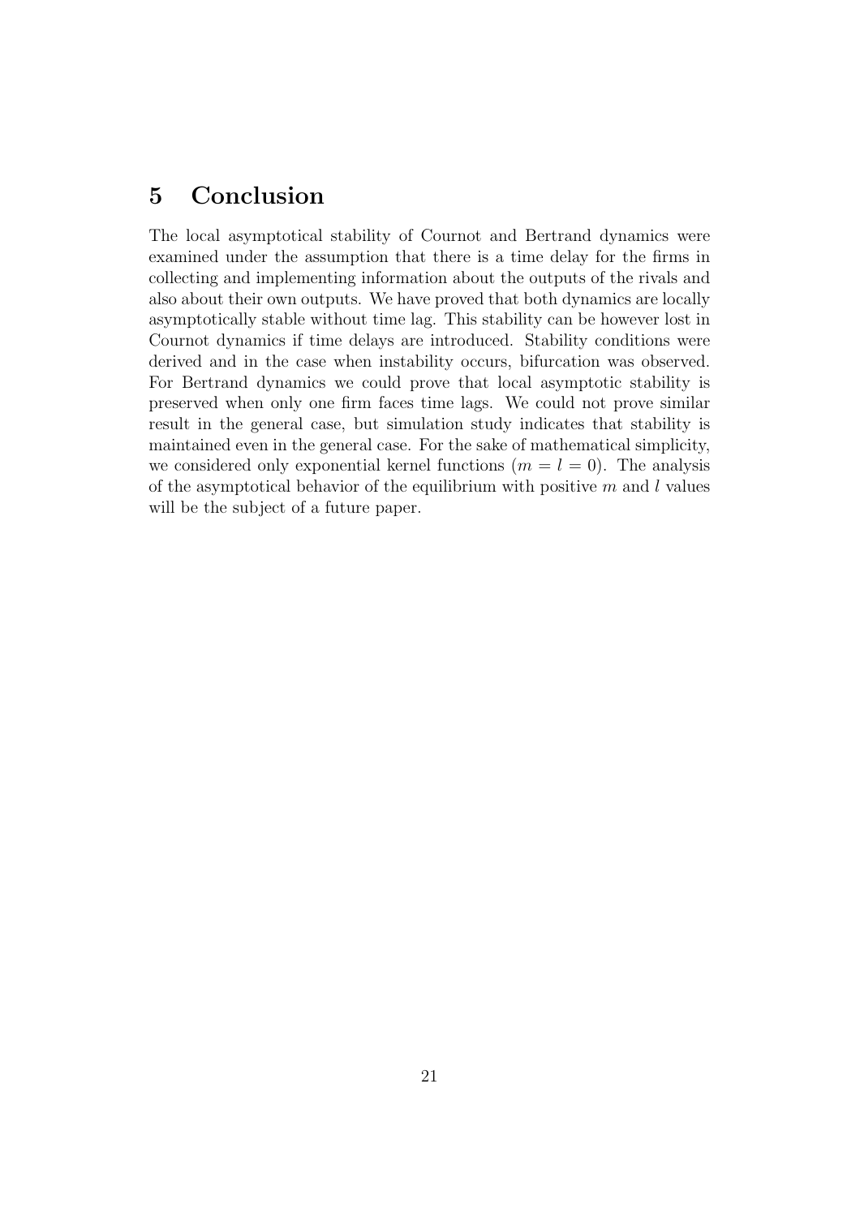# 5 Conclusion

The local asymptotical stability of Cournot and Bertrand dynamics were examined under the assumption that there is a time delay for the firms in collecting and implementing information about the outputs of the rivals and also about their own outputs. We have proved that both dynamics are locally asymptotically stable without time lag. This stability can be however lost in Cournot dynamics if time delays are introduced. Stability conditions were derived and in the case when instability occurs, bifurcation was observed. For Bertrand dynamics we could prove that local asymptotic stability is preserved when only one firm faces time lags. We could not prove similar result in the general case, but simulation study indicates that stability is maintained even in the general case. For the sake of mathematical simplicity, we considered only exponential kernel functions ($m = l = 0$). The analysis of the asymptotical behavior of the equilibrium with positive $m$ and $l$ values will be the subject of a future paper.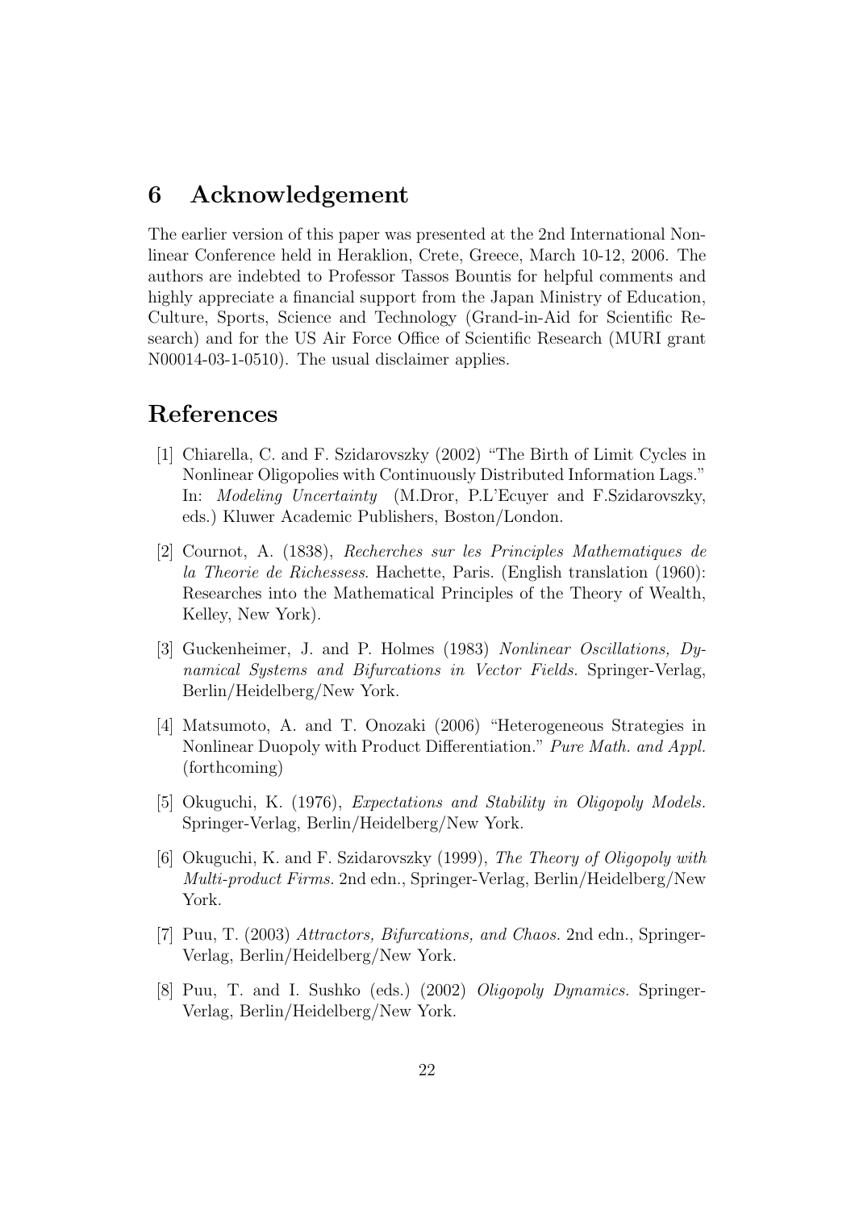## 6 Acknowledgement

The earlier version of this paper was presented at the 2nd International Nonlinear Conference held in Heraklion, Crete, Greece, March 10-12, 2006. The authors are indebted to Professor Tassos Bountis for helpful comments and highly appreciate a financial support from the Japan Ministry of Education, Culture, Sports, Science and Technology (Grand-in-Aid for Scientific Research) and for the US Air Force Office of Scientific Research (MURI grant N00014-03-1-0510). The usual disclaimer applies.

## References

[1] Chiarella, C. and F. Szidarovszky (2002) "The Birth of Limit Cycles in Nonlinear Oligopolies with Continuously Distributed Information Lags." In: *Modeling Uncertainty* (M.Dror, P.L'Ecuyer and F.Szidarovszky, eds.) Kluwer Academic Publishers, Boston/London.

[2] Cournot, A. (1838), *Recherches sur les Principles Mathematiques de la Theorie de Richessess*. Hachette, Paris. (English translation (1960): Researches into the Mathematical Principles of the Theory of Wealth, Kelley, New York).

[3] Guckenheimer, J. and P. Holmes (1983) *Nonlinear Oscillations, Dynamical Systems and Bifurcations in Vector Fields.* Springer-Verlag, Berlin/Heidelberg/New York.

[4] Matsumoto, A. and T. Onozaki (2006) "Heterogeneous Strategies in Nonlinear Duopoly with Product Differentiation." *Pure Math. and Appl.* (forthcoming)

[5] Okuguchi, K. (1976), *Expectations and Stability in Oligopoly Models.* Springer-Verlag, Berlin/Heidelberg/New York.

[6] Okuguchi, K. and F. Szidarovszky (1999), *The Theory of Oligopoly with Multi-product Firms.* 2nd edn., Springer-Verlag, Berlin/Heidelberg/New York.

[7] Puu, T. (2003) *Attractors, Bifurcations, and Chaos.* 2nd edn., Springer-Verlag, Berlin/Heidelberg/New York.

[8] Puu, T. and I. Sushko (eds.) (2002) *Oligopoly Dynamics.* Springer-Verlag, Berlin/Heidelberg/New York.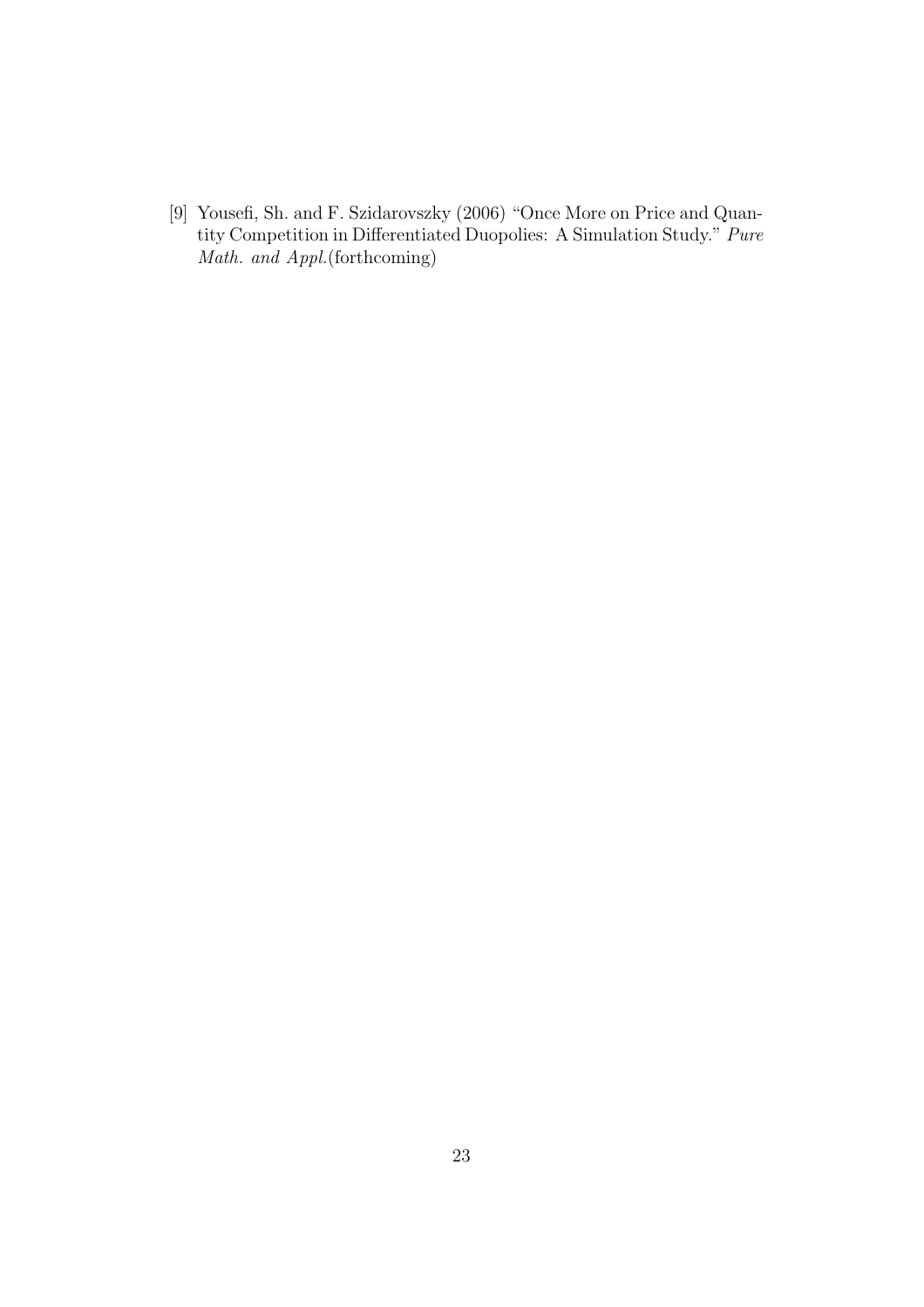[9] Yousefi, Sh. and F. Szidarovszky (2006) "Once More on Price and Quantity Competition in Differentiated Duopolies: A Simulation Study." *Pure Math. and Appl.*(forthcoming)